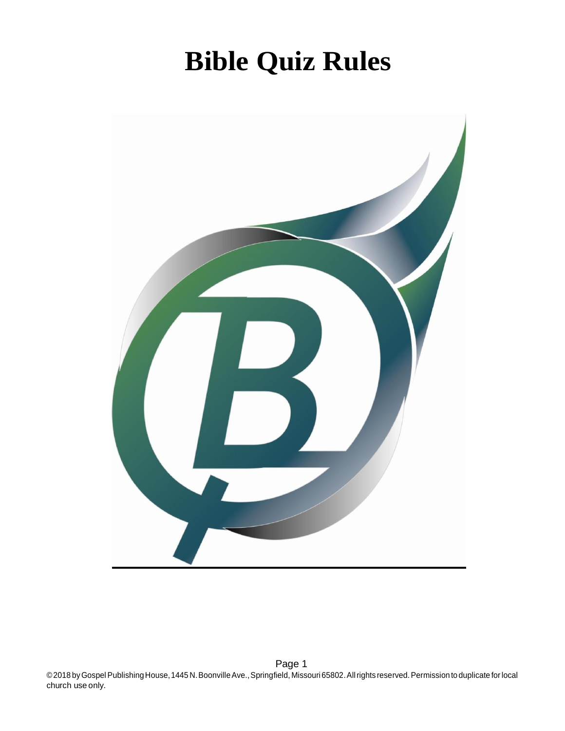# Bible Quiz Rules

©2018 by Gospel Publishing House, 1445 N. Boonville Ave., Springfield, Missouri 65802. All rights reserved. Permission to duplicate for local church use only.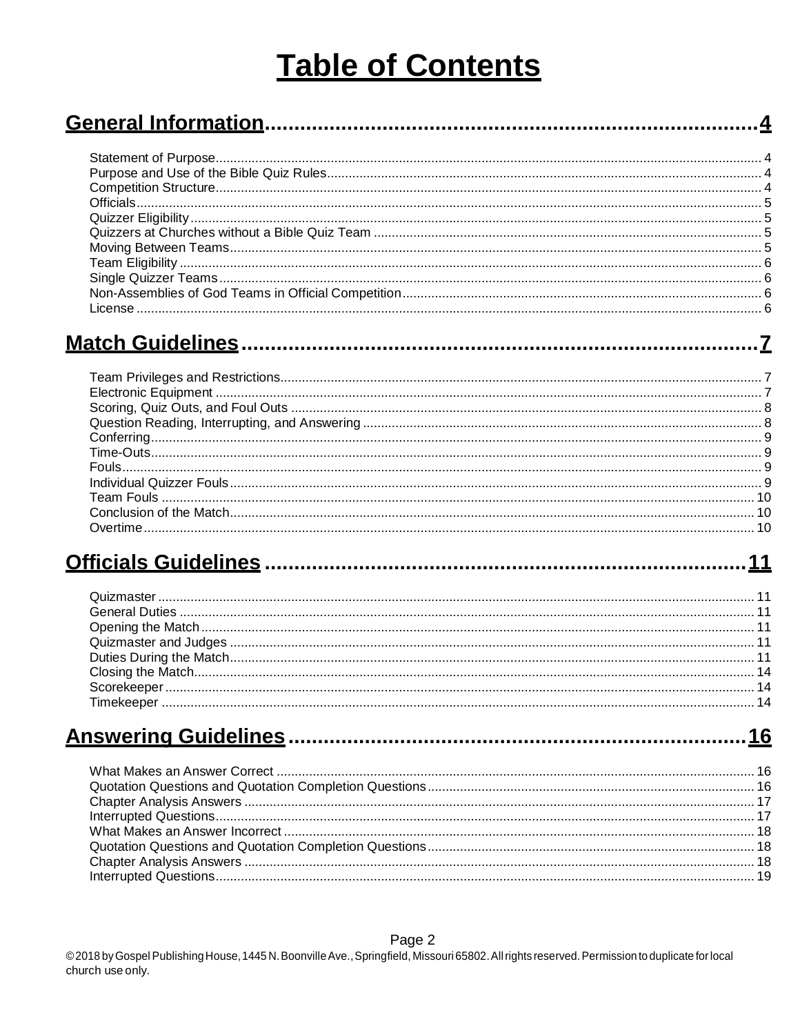# Table of Contents

## General Information ........ 4

- Statement of Purpose ........ 4
- Purpose and Use of the Bible Quiz Rules ........ 4
- Competition Structure ........ 4
- Officials ........ 5
- Quizzer Eligibility ........ 5
- Quizzers at Churches without a Bible Quiz Team ........ 5
- Moving Between Teams ........ 5
- Team Eligibility ........ 6
- Single Quizzer Teams ........ 6
- Non-Assemblies of God Teams in Official Competition ........ 6
- License ........ 6

## Match Guidelines ........ 7

- Team Privileges and Restrictions ........ 7
- Electronic Equipment ........ 7
- Scoring, Quiz Outs, and Foul Outs ........ 8
- Question Reading, Interrupting, and Answering ........ 8
- Conferring ........ 9
- Time-Outs ........ 9
- Fouls ........ 9
- Individual Quizzer Fouls ........ 9
- Team Fouls ........ 10
- Conclusion of the Match ........ 10
- Overtime ........ 10

## Officials Guidelines ........ 11

- Quizmaster ........ 11
- General Duties ........ 11
- Opening the Match ........ 11
- Quizmaster and Judges ........ 11
- Duties During the Match ........ 11
- Closing the Match ........ 14
- Scorekeeper ........ 14
- Timekeeper ........ 14

## Answering Guidelines ........ 16

- What Makes an Answer Correct ........ 16
- Quotation Questions and Quotation Completion Questions ........ 16
- Chapter Analysis Answers ........ 17
- Interrupted Questions ........ 17
- What Makes an Answer Incorrect ........ 18
- Quotation Questions and Quotation Completion Questions ........ 18
- Chapter Analysis Answers ........ 18
- Interrupted Questions ........ 19

© 2018 by Gospel Publishing House, 1445 N. Boonville Ave., Springfield, Missouri 65802. All rights reserved. Permission to duplicate for local church use only.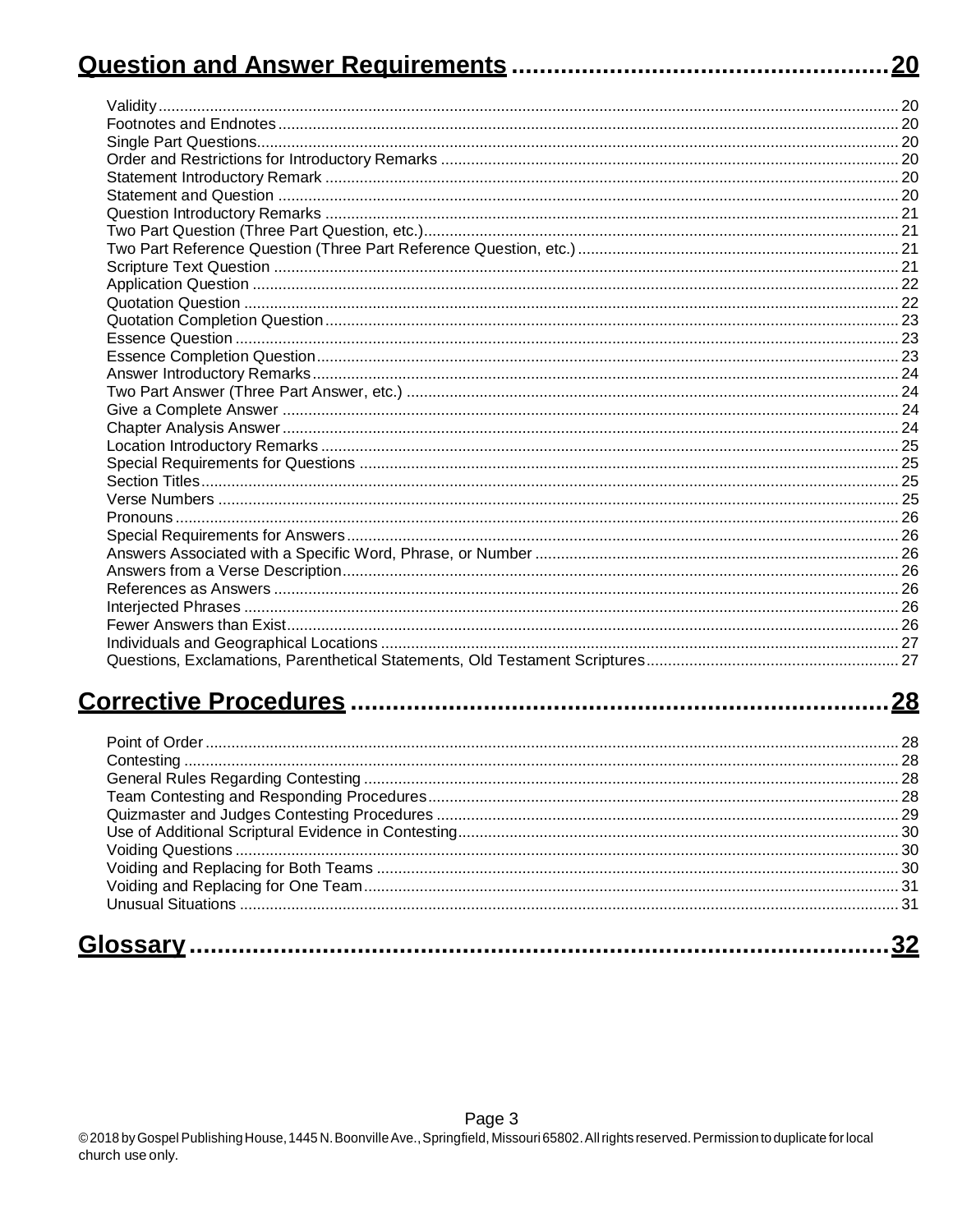## Question and Answer Requirements ........................................................ 20

- Validity .... 20
- Footnotes and Endnotes .... 20
- Single Part Questions .... 20
- Order and Restrictions for Introductory Remarks .... 20
- Statement Introductory Remark .... 20
- Statement and Question .... 20
- Question Introductory Remarks .... 21
- Two Part Question (Three Part Question, etc.) .... 21
- Two Part Reference Question (Three Part Reference Question, etc.) .... 21
- Scripture Text Question .... 21
- Application Question .... 22
- Quotation Question .... 22
- Quotation Completion Question .... 23
- Essence Question .... 23
- Essence Completion Question .... 23
- Answer Introductory Remarks .... 24
- Two Part Answer (Three Part Answer, etc.) .... 24
- Give a Complete Answer .... 24
- Chapter Analysis Answer .... 24
- Location Introductory Remarks .... 25
- Special Requirements for Questions .... 25
- Section Titles .... 25
- Verse Numbers .... 25
- Pronouns .... 26
- Special Requirements for Answers .... 26
- Answers Associated with a Specific Word, Phrase, or Number .... 26
- Answers from a Verse Description .... 26
- References as Answers .... 26
- Interjected Phrases .... 26
- Fewer Answers than Exist .... 26
- Individuals and Geographical Locations .... 27
- Questions, Exclamations, Parenthetical Statements, Old Testament Scriptures .... 27

## Corrective Procedures ........................................................ 28

- Point of Order .... 28
- Contesting .... 28
- General Rules Regarding Contesting .... 28
- Team Contesting and Responding Procedures .... 28
- Quizmaster and Judges Contesting Procedures .... 29
- Use of Additional Scriptural Evidence in Contesting .... 30
- Voiding Questions .... 30
- Voiding and Replacing for Both Teams .... 30
- Voiding and Replacing for One Team .... 31
- Unusual Situations .... 31

## Glossary ........................................................ 32

© 2018 by Gospel Publishing House, 1445 N. Boonville Ave., Springfield, Missouri 65802. All rights reserved. Permission to duplicate for local church use only.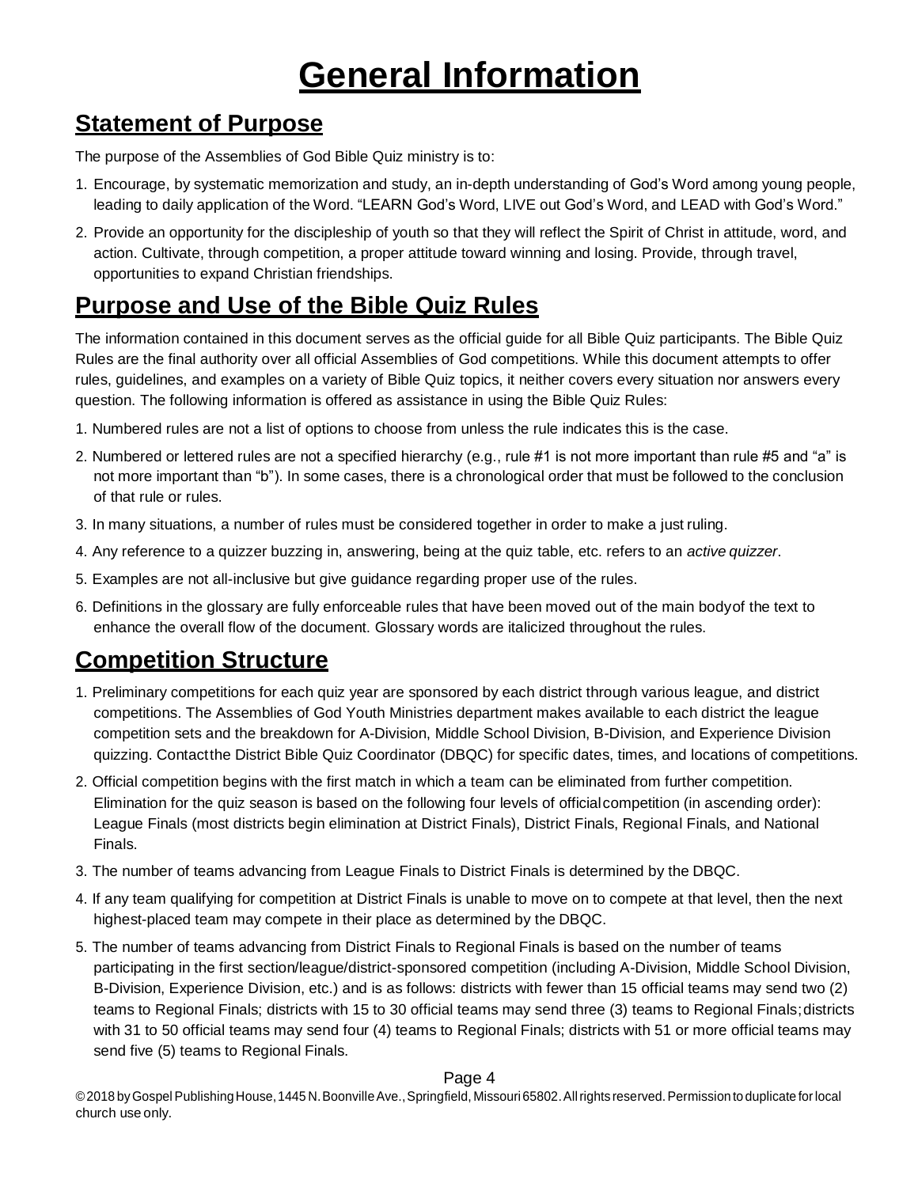# General Information

## Statement of Purpose

The purpose of the Assemblies of God Bible Quiz ministry is to:

1. Encourage, by systematic memorization and study, an in-depth understanding of God's Word among young people, leading to daily application of the Word. "LEARN God's Word, LIVE out God's Word, and LEAD with God's Word."
2. Provide an opportunity for the discipleship of youth so that they will reflect the Spirit of Christ in attitude, word, and action. Cultivate, through competition, a proper attitude toward winning and losing. Provide, through travel, opportunities to expand Christian friendships.

## Purpose and Use of the Bible Quiz Rules

The information contained in this document serves as the official guide for all Bible Quiz participants. The Bible Quiz Rules are the final authority over all official Assemblies of God competitions. While this document attempts to offer rules, guidelines, and examples on a variety of Bible Quiz topics, it neither covers every situation nor answers every question. The following information is offered as assistance in using the Bible Quiz Rules:

1. Numbered rules are not a list of options to choose from unless the rule indicates this is the case.
2. Numbered or lettered rules are not a specified hierarchy (e.g., rule #1 is not more important than rule #5 and "a" is not more important than "b"). In some cases, there is a chronological order that must be followed to the conclusion of that rule or rules.
3. In many situations, a number of rules must be considered together in order to make a just ruling.
4. Any reference to a quizzer buzzing in, answering, being at the quiz table, etc. refers to an *active quizzer*.
5. Examples are not all-inclusive but give guidance regarding proper use of the rules.
6. Definitions in the glossary are fully enforceable rules that have been moved out of the main bodyof the text to enhance the overall flow of the document. Glossary words are italicized throughout the rules.

## Competition Structure

1. Preliminary competitions for each quiz year are sponsored by each district through various league, and district competitions. The Assemblies of God Youth Ministries department makes available to each district the league competition sets and the breakdown for A-Division, Middle School Division, B-Division, and Experience Division quizzing. Contactthe District Bible Quiz Coordinator (DBQC) for specific dates, times, and locations of competitions.
2. Official competition begins with the first match in which a team can be eliminated from further competition. Elimination for the quiz season is based on the following four levels of officialcompetition (in ascending order): League Finals (most districts begin elimination at District Finals), District Finals, Regional Finals, and National Finals.
3. The number of teams advancing from League Finals to District Finals is determined by the DBQC.
4. If any team qualifying for competition at District Finals is unable to move on to compete at that level, then the next highest-placed team may compete in their place as determined by the DBQC.
5. The number of teams advancing from District Finals to Regional Finals is based on the number of teams participating in the first section/league/district-sponsored competition (including A-Division, Middle School Division, B-Division, Experience Division, etc.) and is as follows: districts with fewer than 15 official teams may send two (2) teams to Regional Finals; districts with 15 to 30 official teams may send three (3) teams to Regional Finals;districts with 31 to 50 official teams may send four (4) teams to Regional Finals; districts with 51 or more official teams may send five (5) teams to Regional Finals.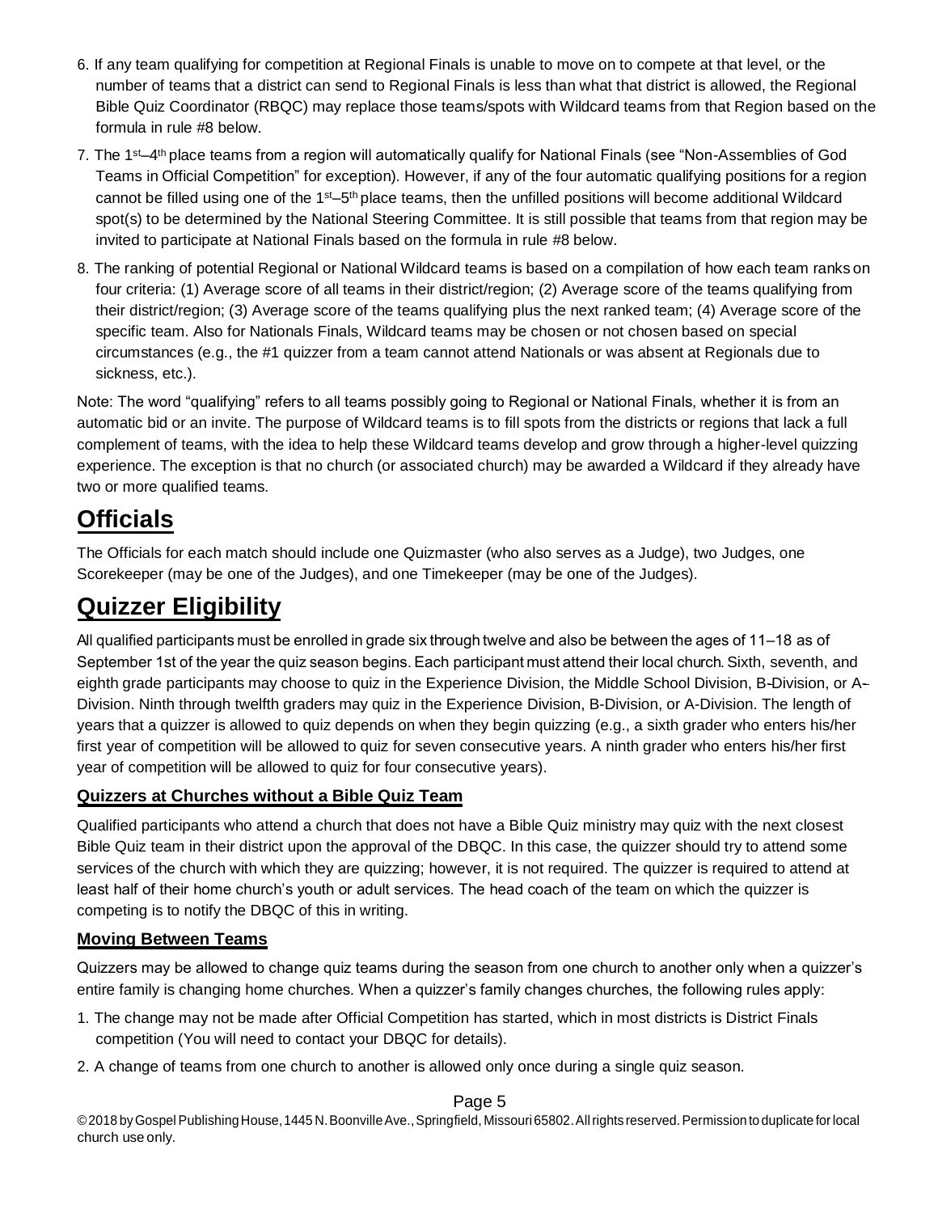6. If any team qualifying for competition at Regional Finals is unable to move on to compete at that level, or the number of teams that a district can send to Regional Finals is less than what that district is allowed, the Regional Bible Quiz Coordinator (RBQC) may replace those teams/spots with Wildcard teams from that Region based on the formula in rule #8 below.
7. The 1st–4th place teams from a region will automatically qualify for National Finals (see "Non-Assemblies of God Teams in Official Competition" for exception). However, if any of the four automatic qualifying positions for a region cannot be filled using one of the 1st–5th place teams, then the unfilled positions will become additional Wildcard spot(s) to be determined by the National Steering Committee. It is still possible that teams from that region may be invited to participate at National Finals based on the formula in rule #8 below.
8. The ranking of potential Regional or National Wildcard teams is based on a compilation of how each team ranks on four criteria: (1) Average score of all teams in their district/region; (2) Average score of the teams qualifying from their district/region; (3) Average score of the teams qualifying plus the next ranked team; (4) Average score of the specific team. Also for Nationals Finals, Wildcard teams may be chosen or not chosen based on special circumstances (e.g., the #1 quizzer from a team cannot attend Nationals or was absent at Regionals due to sickness, etc.).

Note: The word "qualifying" refers to all teams possibly going to Regional or National Finals, whether it is from an automatic bid or an invite. The purpose of Wildcard teams is to fill spots from the districts or regions that lack a full complement of teams, with the idea to help these Wildcard teams develop and grow through a higher-level quizzing experience. The exception is that no church (or associated church) may be awarded a Wildcard if they already have two or more qualified teams.

# Officials

The Officials for each match should include one Quizmaster (who also serves as a Judge), two Judges, one Scorekeeper (may be one of the Judges), and one Timekeeper (may be one of the Judges).

# Quizzer Eligibility

All qualified participants must be enrolled in grade six through twelve and also be between the ages of 11–18 as of September 1st of the year the quiz season begins. Each participant must attend their local church. Sixth, seventh, and eighth grade participants may choose to quiz in the Experience Division, the Middle School Division, B-Division, or A-Division. Ninth through twelfth graders may quiz in the Experience Division, B-Division, or A-Division. The length of years that a quizzer is allowed to quiz depends on when they begin quizzing (e.g., a sixth grader who enters his/her first year of competition will be allowed to quiz for seven consecutive years. A ninth grader who enters his/her first year of competition will be allowed to quiz for four consecutive years).

## Quizzers at Churches without a Bible Quiz Team

Qualified participants who attend a church that does not have a Bible Quiz ministry may quiz with the next closest Bible Quiz team in their district upon the approval of the DBQC. In this case, the quizzer should try to attend some services of the church with which they are quizzing; however, it is not required. The quizzer is required to attend at least half of their home church's youth or adult services. The head coach of the team on which the quizzer is competing is to notify the DBQC of this in writing.

## Moving Between Teams

Quizzers may be allowed to change quiz teams during the season from one church to another only when a quizzer's entire family is changing home churches. When a quizzer's family changes churches, the following rules apply:

1. The change may not be made after Official Competition has started, which in most districts is District Finals competition (You will need to contact your DBQC for details).
2. A change of teams from one church to another is allowed only once during a single quiz season.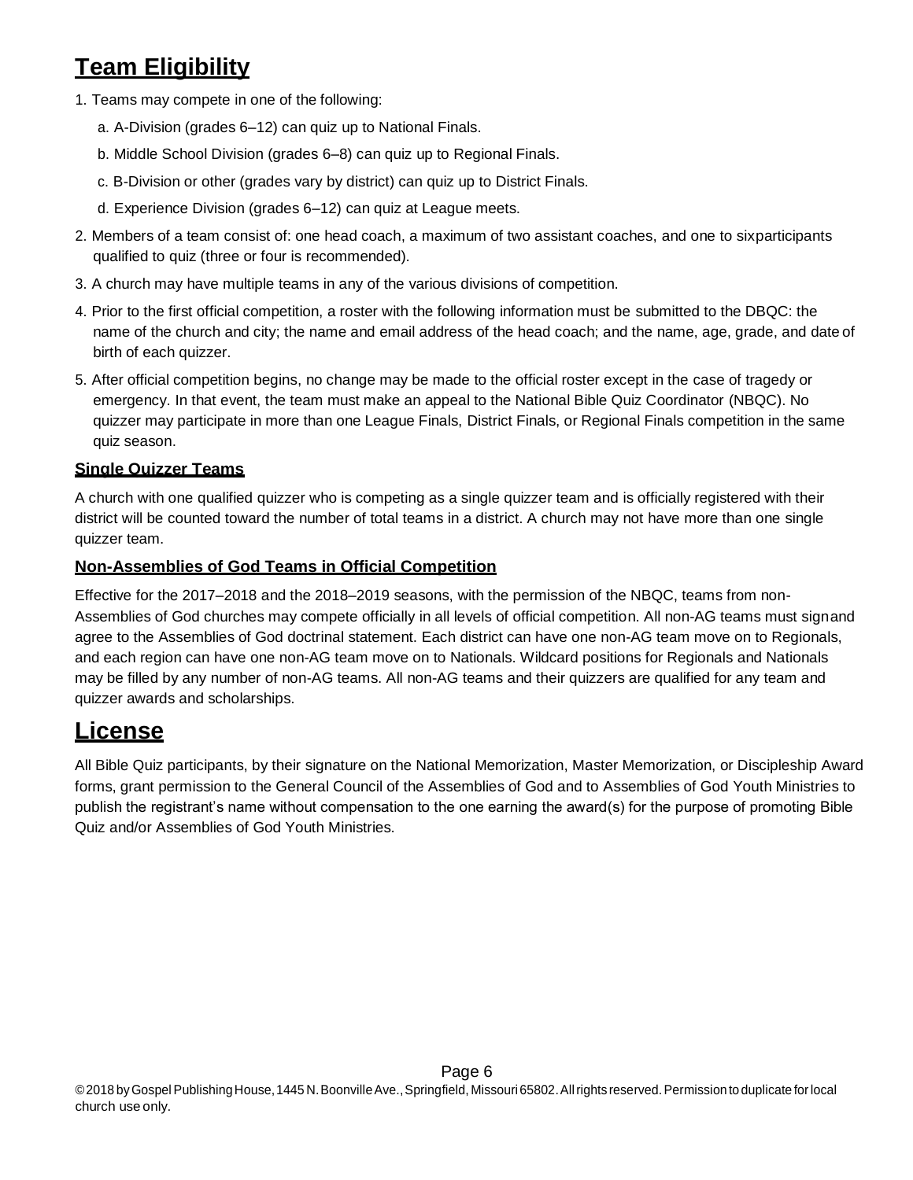## Team Eligibility

1. Teams may compete in one of the following:
   a. A-Division (grades 6–12) can quiz up to National Finals.
   b. Middle School Division (grades 6–8) can quiz up to Regional Finals.
   c. B-Division or other (grades vary by district) can quiz up to District Finals.
   d. Experience Division (grades 6–12) can quiz at League meets.
2. Members of a team consist of: one head coach, a maximum of two assistant coaches, and one to six participants qualified to quiz (three or four is recommended).
3. A church may have multiple teams in any of the various divisions of competition.
4. Prior to the first official competition, a roster with the following information must be submitted to the DBQC: the name of the church and city; the name and email address of the head coach; and the name, age, grade, and date of birth of each quizzer.
5. After official competition begins, no change may be made to the official roster except in the case of tragedy or emergency. In that event, the team must make an appeal to the National Bible Quiz Coordinator (NBQC). No quizzer may participate in more than one League Finals, District Finals, or Regional Finals competition in the same quiz season.

### Single Quizzer Teams

A church with one qualified quizzer who is competing as a single quizzer team and is officially registered with their district will be counted toward the number of total teams in a district. A church may not have more than one single quizzer team.

### Non-Assemblies of God Teams in Official Competition

Effective for the 2017–2018 and the 2018–2019 seasons, with the permission of the NBQC, teams from non-Assemblies of God churches may compete officially in all levels of official competition. All non-AG teams must sign and agree to the Assemblies of God doctrinal statement. Each district can have one non-AG team move on to Regionals, and each region can have one non-AG team move on to Nationals. Wildcard positions for Regionals and Nationals may be filled by any number of non-AG teams. All non-AG teams and their quizzers are qualified for any team and quizzer awards and scholarships.

## License

All Bible Quiz participants, by their signature on the National Memorization, Master Memorization, or Discipleship Award forms, grant permission to the General Council of the Assemblies of God and to Assemblies of God Youth Ministries to publish the registrant's name without compensation to the one earning the award(s) for the purpose of promoting Bible Quiz and/or Assemblies of God Youth Ministries.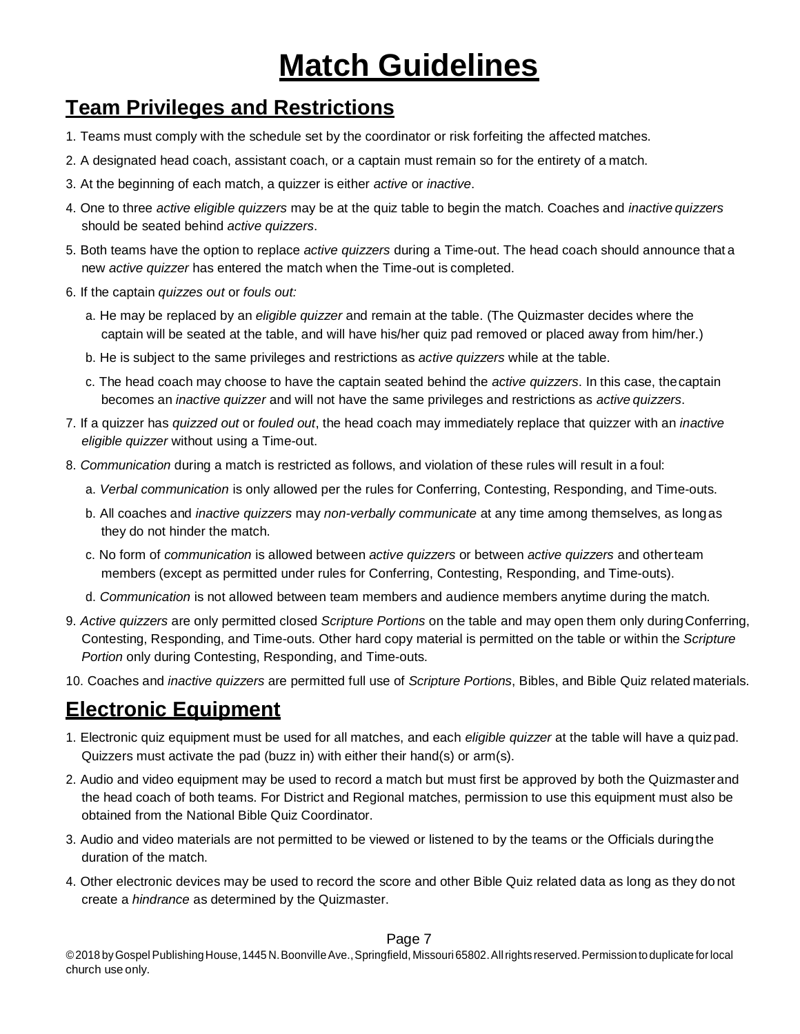# Match Guidelines

## Team Privileges and Restrictions

1. Teams must comply with the schedule set by the coordinator or risk forfeiting the affected matches.
2. A designated head coach, assistant coach, or a captain must remain so for the entirety of a match.
3. At the beginning of each match, a quizzer is either *active* or *inactive*.
4. One to three *active eligible quizzers* may be at the quiz table to begin the match. Coaches and *inactive quizzers* should be seated behind *active quizzers*.
5. Both teams have the option to replace *active quizzers* during a Time-out. The head coach should announce that a new *active quizzer* has entered the match when the Time-out is completed.
6. If the captain *quizzes out* or *fouls out:*
   a. He may be replaced by an *eligible quizzer* and remain at the table. (The Quizmaster decides where the captain will be seated at the table, and will have his/her quiz pad removed or placed away from him/her.)
   b. He is subject to the same privileges and restrictions as *active quizzers* while at the table.
   c. The head coach may choose to have the captain seated behind the *active quizzers*. In this case, the captain becomes an *inactive quizzer* and will not have the same privileges and restrictions as *active quizzers*.
7. If a quizzer has *quizzed out* or *fouled out*, the head coach may immediately replace that quizzer with an *inactive eligible quizzer* without using a Time-out.
8. *Communication* during a match is restricted as follows, and violation of these rules will result in a foul:
   a. *Verbal communication* is only allowed per the rules for Conferring, Contesting, Responding, and Time-outs.
   b. All coaches and *inactive quizzers* may *non-verbally communicate* at any time among themselves, as long as they do not hinder the match.
   c. No form of *communication* is allowed between *active quizzers* or between *active quizzers* and other team members (except as permitted under rules for Conferring, Contesting, Responding, and Time-outs).
   d. *Communication* is not allowed between team members and audience members anytime during the match.
9. *Active quizzers* are only permitted closed *Scripture Portions* on the table and may open them only during Conferring, Contesting, Responding, and Time-outs. Other hard copy material is permitted on the table or within the *Scripture Portion* only during Contesting, Responding, and Time-outs.
10. Coaches and *inactive quizzers* are permitted full use of *Scripture Portions*, Bibles, and Bible Quiz related materials.

## Electronic Equipment

1. Electronic quiz equipment must be used for all matches, and each *eligible quizzer* at the table will have a quiz pad. Quizzers must activate the pad (buzz in) with either their hand(s) or arm(s).
2. Audio and video equipment may be used to record a match but must first be approved by both the Quizmaster and the head coach of both teams. For District and Regional matches, permission to use this equipment must also be obtained from the National Bible Quiz Coordinator.
3. Audio and video materials are not permitted to be viewed or listened to by the teams or the Officials during the duration of the match.
4. Other electronic devices may be used to record the score and other Bible Quiz related data as long as they do not create a *hindrance* as determined by the Quizmaster.

© 2018 by Gospel Publishing House, 1445 N. Boonville Ave., Springfield, Missouri 65802. All rights reserved. Permission to duplicate for local church use only.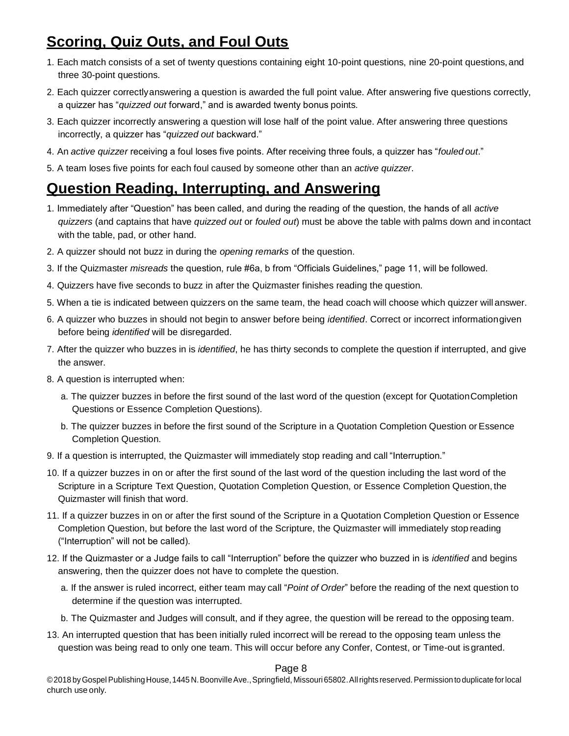## **Scoring, Quiz Outs, and Foul Outs**

1. Each match consists of a set of twenty questions containing eight 10-point questions, nine 20-point questions, and three 30-point questions.
2. Each quizzer correctly answering a question is awarded the full point value. After answering five questions correctly, a quizzer has "*quizzed out* forward," and is awarded twenty bonus points.
3. Each quizzer incorrectly answering a question will lose half of the point value. After answering three questions incorrectly, a quizzer has "*quizzed out* backward."
4. An *active quizzer* receiving a foul loses five points. After receiving three fouls, a quizzer has "*fouled out*."
5. A team loses five points for each foul caused by someone other than an *active quizzer*.

## **Question Reading, Interrupting, and Answering**

1. Immediately after "Question" has been called, and during the reading of the question, the hands of all *active quizzers* (and captains that have *quizzed out* or *fouled out*) must be above the table with palms down and in contact with the table, pad, or other hand.
2. A quizzer should not buzz in during the *opening remarks* of the question.
3. If the Quizmaster *misreads* the question, rule #6a, b from "Officials Guidelines," page 11, will be followed.
4. Quizzers have five seconds to buzz in after the Quizmaster finishes reading the question.
5. When a tie is indicated between quizzers on the same team, the head coach will choose which quizzer will answer.
6. A quizzer who buzzes in should not begin to answer before being *identified*. Correct or incorrect information given before being *identified* will be disregarded.
7. After the quizzer who buzzes in is *identified*, he has thirty seconds to complete the question if interrupted, and give the answer.
8. A question is interrupted when:
   a. The quizzer buzzes in before the first sound of the last word of the question (except for Quotation Completion Questions or Essence Completion Questions).
   b. The quizzer buzzes in before the first sound of the Scripture in a Quotation Completion Question or Essence Completion Question.
9. If a question is interrupted, the Quizmaster will immediately stop reading and call "Interruption."
10. If a quizzer buzzes in on or after the first sound of the last word of the question including the last word of the Scripture in a Scripture Text Question, Quotation Completion Question, or Essence Completion Question, the Quizmaster will finish that word.
11. If a quizzer buzzes in on or after the first sound of the Scripture in a Quotation Completion Question or Essence Completion Question, but before the last word of the Scripture, the Quizmaster will immediately stop reading ("Interruption" will not be called).
12. If the Quizmaster or a Judge fails to call "Interruption" before the quizzer who buzzed in is *identified* and begins answering, then the quizzer does not have to complete the question.
    a. If the answer is ruled incorrect, either team may call "*Point of Order*" before the reading of the next question to determine if the question was interrupted.
    b. The Quizmaster and Judges will consult, and if they agree, the question will be reread to the opposing team.
13. An interrupted question that has been initially ruled incorrect will be reread to the opposing team unless the question was being read to only one team. This will occur before any Confer, Contest, or Time-out is granted.

© 2018 by Gospel Publishing House, 1445 N. Boonville Ave., Springfield, Missouri 65802. All rights reserved. Permission to duplicate for local church use only.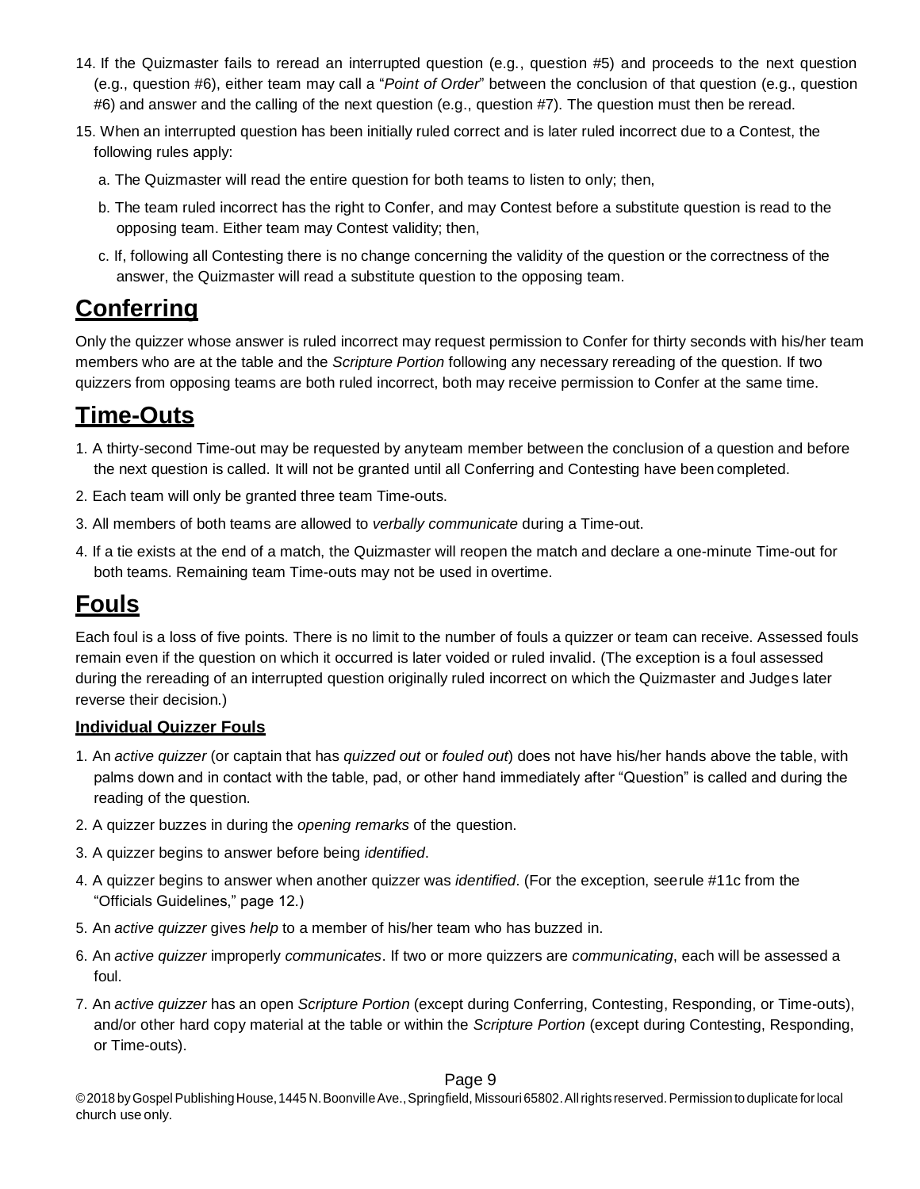14. If the Quizmaster fails to reread an interrupted question (e.g., question #5) and proceeds to the next question (e.g., question #6), either team may call a "*Point of Order*" between the conclusion of that question (e.g., question #6) and answer and the calling of the next question (e.g., question #7). The question must then be reread.
15. When an interrupted question has been initially ruled correct and is later ruled incorrect due to a Contest, the following rules apply:
    a. The Quizmaster will read the entire question for both teams to listen to only; then,
    b. The team ruled incorrect has the right to Confer, and may Contest before a substitute question is read to the opposing team. Either team may Contest validity; then,
    c. If, following all Contesting there is no change concerning the validity of the question or the correctness of the answer, the Quizmaster will read a substitute question to the opposing team.

## Conferring

Only the quizzer whose answer is ruled incorrect may request permission to Confer for thirty seconds with his/her team members who are at the table and the *Scripture Portion* following any necessary rereading of the question. If two quizzers from opposing teams are both ruled incorrect, both may receive permission to Confer at the same time.

## Time-Outs

1. A thirty-second Time-out may be requested by anyteam member between the conclusion of a question and before the next question is called. It will not be granted until all Conferring and Contesting have been completed.
2. Each team will only be granted three team Time-outs.
3. All members of both teams are allowed to *verbally communicate* during a Time-out.
4. If a tie exists at the end of a match, the Quizmaster will reopen the match and declare a one-minute Time-out for both teams. Remaining team Time-outs may not be used in overtime.

## Fouls

Each foul is a loss of five points. There is no limit to the number of fouls a quizzer or team can receive. Assessed fouls remain even if the question on which it occurred is later voided or ruled invalid. (The exception is a foul assessed during the rereading of an interrupted question originally ruled incorrect on which the Quizmaster and Judges later reverse their decision.)

### Individual Quizzer Fouls

1. An *active quizzer* (or captain that has *quizzed out* or *fouled out*) does not have his/her hands above the table, with palms down and in contact with the table, pad, or other hand immediately after "Question" is called and during the reading of the question.
2. A quizzer buzzes in during the *opening remarks* of the question.
3. A quizzer begins to answer before being *identified*.
4. A quizzer begins to answer when another quizzer was *identified*. (For the exception, seerule #11c from the "Officials Guidelines," page 12.)
5. An *active quizzer* gives *help* to a member of his/her team who has buzzed in.
6. An *active quizzer* improperly *communicates*. If two or more quizzers are *communicating*, each will be assessed a foul.
7. An *active quizzer* has an open *Scripture Portion* (except during Conferring, Contesting, Responding, or Time-outs), and/or other hard copy material at the table or within the *Scripture Portion* (except during Contesting, Responding, or Time-outs).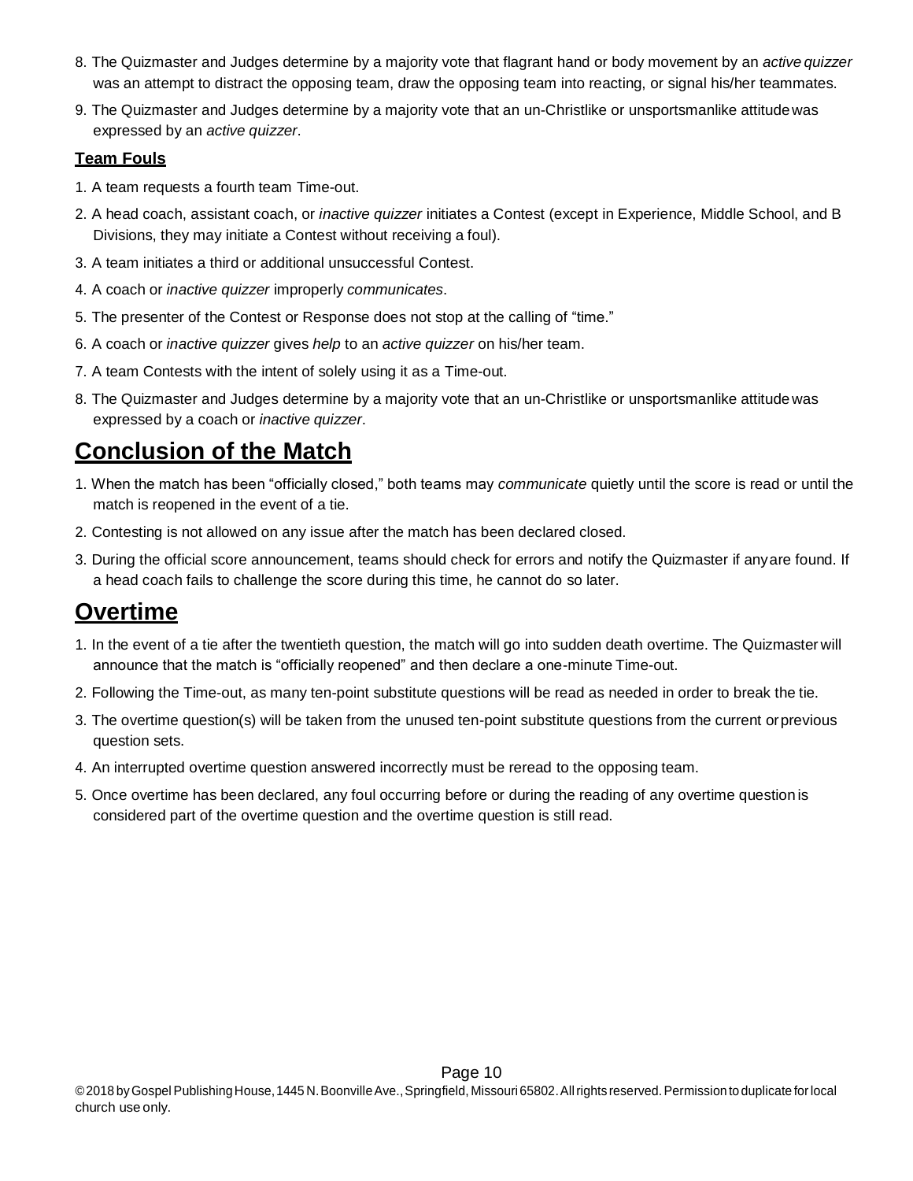8. The Quizmaster and Judges determine by a majority vote that flagrant hand or body movement by an *active quizzer* was an attempt to distract the opposing team, draw the opposing team into reacting, or signal his/her teammates.
9. The Quizmaster and Judges determine by a majority vote that an un-Christlike or unsportsmanlike attitude was expressed by an *active quizzer*.

**Team Fouls**

1. A team requests a fourth team Time-out.
2. A head coach, assistant coach, or *inactive quizzer* initiates a Contest (except in Experience, Middle School, and B Divisions, they may initiate a Contest without receiving a foul).
3. A team initiates a third or additional unsuccessful Contest.
4. A coach or *inactive quizzer* improperly *communicates*.
5. The presenter of the Contest or Response does not stop at the calling of "time."
6. A coach or *inactive quizzer* gives *help* to an *active quizzer* on his/her team.
7. A team Contests with the intent of solely using it as a Time-out.
8. The Quizmaster and Judges determine by a majority vote that an un-Christlike or unsportsmanlike attitude was expressed by a coach or *inactive quizzer*.

## Conclusion of the Match

1. When the match has been "officially closed," both teams may *communicate* quietly until the score is read or until the match is reopened in the event of a tie.
2. Contesting is not allowed on any issue after the match has been declared closed.
3. During the official score announcement, teams should check for errors and notify the Quizmaster if any are found. If a head coach fails to challenge the score during this time, he cannot do so later.

## Overtime

1. In the event of a tie after the twentieth question, the match will go into sudden death overtime. The Quizmaster will announce that the match is "officially reopened" and then declare a one-minute Time-out.
2. Following the Time-out, as many ten-point substitute questions will be read as needed in order to break the tie.
3. The overtime question(s) will be taken from the unused ten-point substitute questions from the current or previous question sets.
4. An interrupted overtime question answered incorrectly must be reread to the opposing team.
5. Once overtime has been declared, any foul occurring before or during the reading of any overtime question is considered part of the overtime question and the overtime question is still read.

© 2018 by Gospel Publishing House, 1445 N. Boonville Ave., Springfield, Missouri 65802. All rights reserved. Permission to duplicate for local church use only.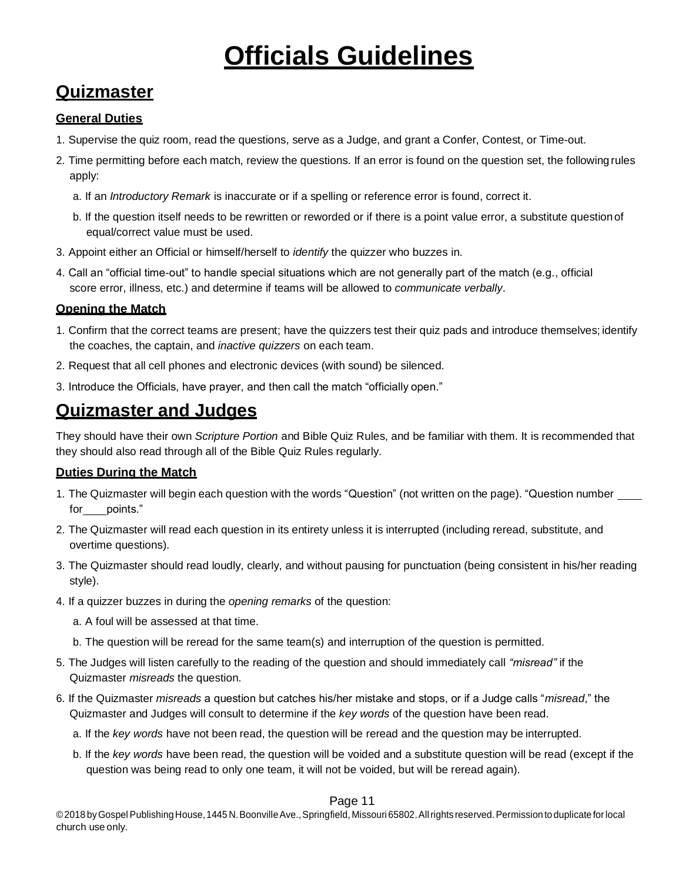# Officials Guidelines

## Quizmaster

### General Duties

1. Supervise the quiz room, read the questions, serve as a Judge, and grant a Confer, Contest, or Time-out.
2. Time permitting before each match, review the questions. If an error is found on the question set, the following rules apply:
   a. If an *Introductory Remark* is inaccurate or if a spelling or reference error is found, correct it.
   b. If the question itself needs to be rewritten or reworded or if there is a point value error, a substitute question of equal/correct value must be used.
3. Appoint either an Official or himself/herself to *identify* the quizzer who buzzes in.
4. Call an "official time-out" to handle special situations which are not generally part of the match (e.g., official score error, illness, etc.) and determine if teams will be allowed to *communicate verbally*.

### Opening the Match

1. Confirm that the correct teams are present; have the quizzers test their quiz pads and introduce themselves; identify the coaches, the captain, and *inactive quizzers* on each team.
2. Request that all cell phones and electronic devices (with sound) be silenced.
3. Introduce the Officials, have prayer, and then call the match "officially open."

## Quizmaster and Judges

They should have their own *Scripture Portion* and Bible Quiz Rules, and be familiar with them. It is recommended that they should also read through all of the Bible Quiz Rules regularly.

### Duties During the Match

1. The Quizmaster will begin each question with the words "Question" (not written on the page). "Question number ____ for ____ points."
2. The Quizmaster will read each question in its entirety unless it is interrupted (including reread, substitute, and overtime questions).
3. The Quizmaster should read loudly, clearly, and without pausing for punctuation (being consistent in his/her reading style).
4. If a quizzer buzzes in during the *opening remarks* of the question:
   a. A foul will be assessed at that time.
   b. The question will be reread for the same team(s) and interruption of the question is permitted.
5. The Judges will listen carefully to the reading of the question and should immediately call *"misread"* if the Quizmaster *misreads* the question.
6. If the Quizmaster *misreads* a question but catches his/her mistake and stops, or if a Judge calls "*misread*," the Quizmaster and Judges will consult to determine if the *key words* of the question have been read.
   a. If the *key words* have not been read, the question will be reread and the question may be interrupted.
   b. If the *key words* have been read, the question will be voided and a substitute question will be read (except if the question was being read to only one team, it will not be voided, but will be reread again).

© 2018 by Gospel Publishing House, 1445 N. Boonville Ave., Springfield, Missouri 65802. All rights reserved. Permission to duplicate for local church use only.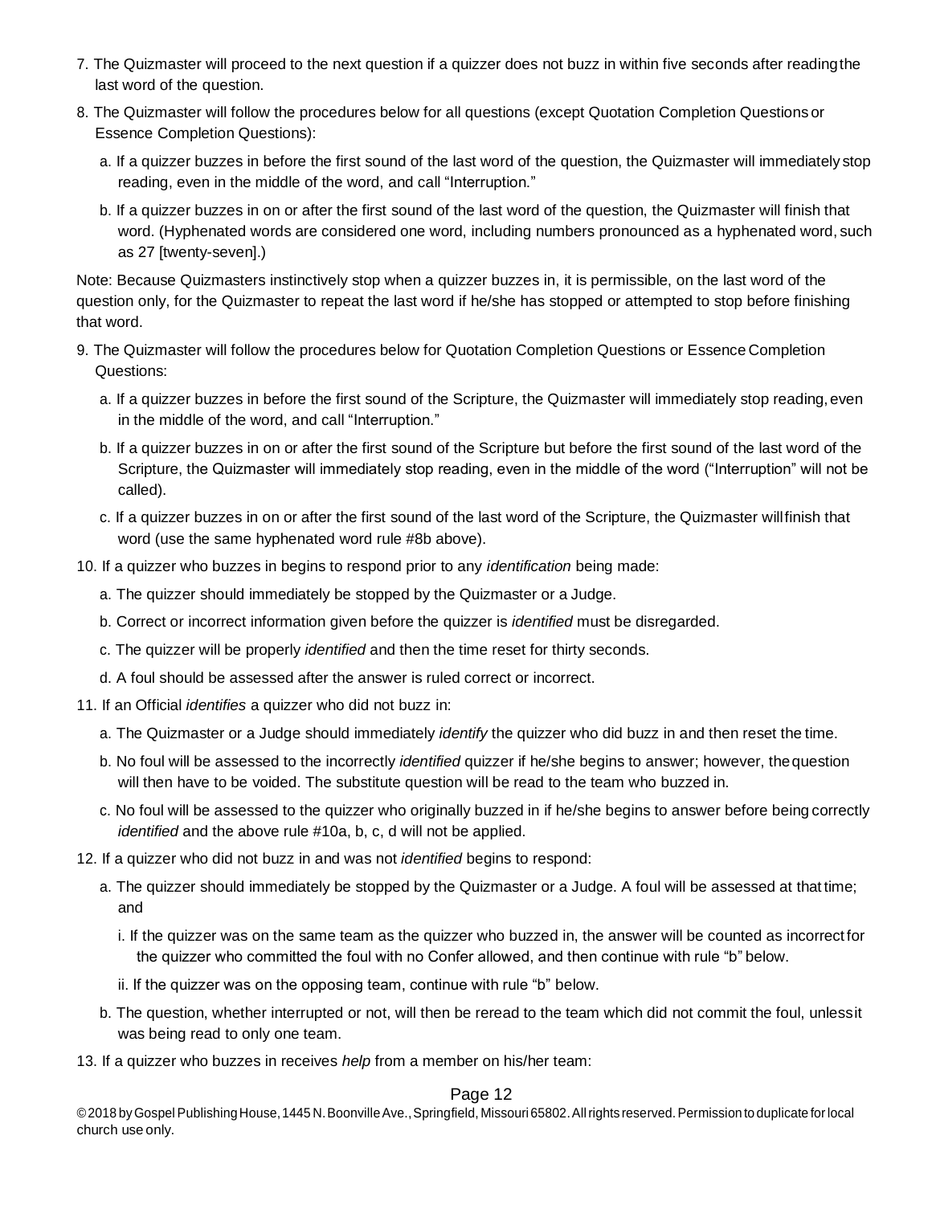7. The Quizmaster will proceed to the next question if a quizzer does not buzz in within five seconds after reading the last word of the question.
8. The Quizmaster will follow the procedures below for all questions (except Quotation Completion Questions or Essence Completion Questions):
   a. If a quizzer buzzes in before the first sound of the last word of the question, the Quizmaster will immediately stop reading, even in the middle of the word, and call "Interruption."
   b. If a quizzer buzzes in on or after the first sound of the last word of the question, the Quizmaster will finish that word. (Hyphenated words are considered one word, including numbers pronounced as a hyphenated word, such as 27 [twenty-seven].)

Note: Because Quizmasters instinctively stop when a quizzer buzzes in, it is permissible, on the last word of the question only, for the Quizmaster to repeat the last word if he/she has stopped or attempted to stop before finishing that word.

9. The Quizmaster will follow the procedures below for Quotation Completion Questions or Essence Completion Questions:
   a. If a quizzer buzzes in before the first sound of the Scripture, the Quizmaster will immediately stop reading, even in the middle of the word, and call "Interruption."
   b. If a quizzer buzzes in on or after the first sound of the Scripture but before the first sound of the last word of the Scripture, the Quizmaster will immediately stop reading, even in the middle of the word ("Interruption" will not be called).
   c. If a quizzer buzzes in on or after the first sound of the last word of the Scripture, the Quizmaster will finish that word (use the same hyphenated word rule #8b above).
10. If a quizzer who buzzes in begins to respond prior to any *identification* being made:
    a. The quizzer should immediately be stopped by the Quizmaster or a Judge.
    b. Correct or incorrect information given before the quizzer is *identified* must be disregarded.
    c. The quizzer will be properly *identified* and then the time reset for thirty seconds.
    d. A foul should be assessed after the answer is ruled correct or incorrect.
11. If an Official *identifies* a quizzer who did not buzz in:
    a. The Quizmaster or a Judge should immediately *identify* the quizzer who did buzz in and then reset the time.
    b. No foul will be assessed to the incorrectly *identified* quizzer if he/she begins to answer; however, the question will then have to be voided. The substitute question will be read to the team who buzzed in.
    c. No foul will be assessed to the quizzer who originally buzzed in if he/she begins to answer before being correctly *identified* and the above rule #10a, b, c, d will not be applied.
12. If a quizzer who did not buzz in and was not *identified* begins to respond:
    a. The quizzer should immediately be stopped by the Quizmaster or a Judge. A foul will be assessed at that time; and
       i. If the quizzer was on the same team as the quizzer who buzzed in, the answer will be counted as incorrect for the quizzer who committed the foul with no Confer allowed, and then continue with rule "b" below.
       ii. If the quizzer was on the opposing team, continue with rule "b" below.
    b. The question, whether interrupted or not, will then be reread to the team which did not commit the foul, unless it was being read to only one team.
13. If a quizzer who buzzes in receives *help* from a member on his/her team: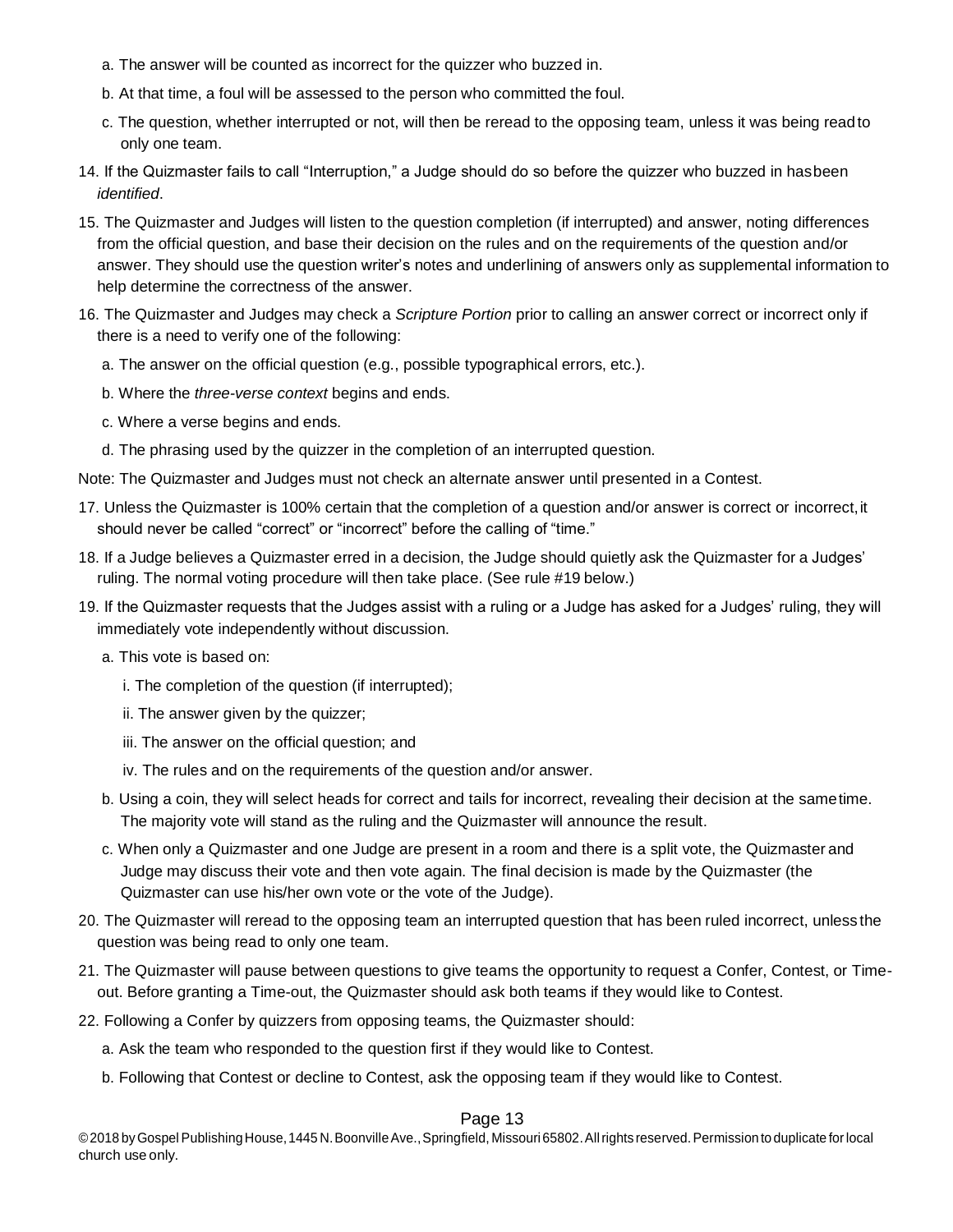a. The answer will be counted as incorrect for the quizzer who buzzed in.

   b. At that time, a foul will be assessed to the person who committed the foul.

   c. The question, whether interrupted or not, will then be reread to the opposing team, unless it was being read to only one team.

14. If the Quizmaster fails to call "Interruption," a Judge should do so before the quizzer who buzzed in has been *identified*.

15. The Quizmaster and Judges will listen to the question completion (if interrupted) and answer, noting differences from the official question, and base their decision on the rules and on the requirements of the question and/or answer. They should use the question writer's notes and underlining of answers only as supplemental information to help determine the correctness of the answer.

16. The Quizmaster and Judges may check a *Scripture Portion* prior to calling an answer correct or incorrect only if there is a need to verify one of the following:

   a. The answer on the official question (e.g., possible typographical errors, etc.).

   b. Where the *three-verse context* begins and ends.

   c. Where a verse begins and ends.

   d. The phrasing used by the quizzer in the completion of an interrupted question.

Note: The Quizmaster and Judges must not check an alternate answer until presented in a Contest.

17. Unless the Quizmaster is 100% certain that the completion of a question and/or answer is correct or incorrect, it should never be called "correct" or "incorrect" before the calling of "time."

18. If a Judge believes a Quizmaster erred in a decision, the Judge should quietly ask the Quizmaster for a Judges' ruling. The normal voting procedure will then take place. (See rule #19 below.)

19. If the Quizmaster requests that the Judges assist with a ruling or a Judge has asked for a Judges' ruling, they will immediately vote independently without discussion.

   a. This vote is based on:

      i. The completion of the question (if interrupted);

      ii. The answer given by the quizzer;

      iii. The answer on the official question; and

      iv. The rules and on the requirements of the question and/or answer.

   b. Using a coin, they will select heads for correct and tails for incorrect, revealing their decision at the same time. The majority vote will stand as the ruling and the Quizmaster will announce the result.

   c. When only a Quizmaster and one Judge are present in a room and there is a split vote, the Quizmaster and Judge may discuss their vote and then vote again. The final decision is made by the Quizmaster (the Quizmaster can use his/her own vote or the vote of the Judge).

20. The Quizmaster will reread to the opposing team an interrupted question that has been ruled incorrect, unless the question was being read to only one team.

21. The Quizmaster will pause between questions to give teams the opportunity to request a Confer, Contest, or Time-out. Before granting a Time-out, the Quizmaster should ask both teams if they would like to Contest.

22. Following a Confer by quizzers from opposing teams, the Quizmaster should:

   a. Ask the team who responded to the question first if they would like to Contest.

   b. Following that Contest or decline to Contest, ask the opposing team if they would like to Contest.

© 2018 by Gospel Publishing House, 1445 N. Boonville Ave., Springfield, Missouri 65802. All rights reserved. Permission to duplicate for local church use only.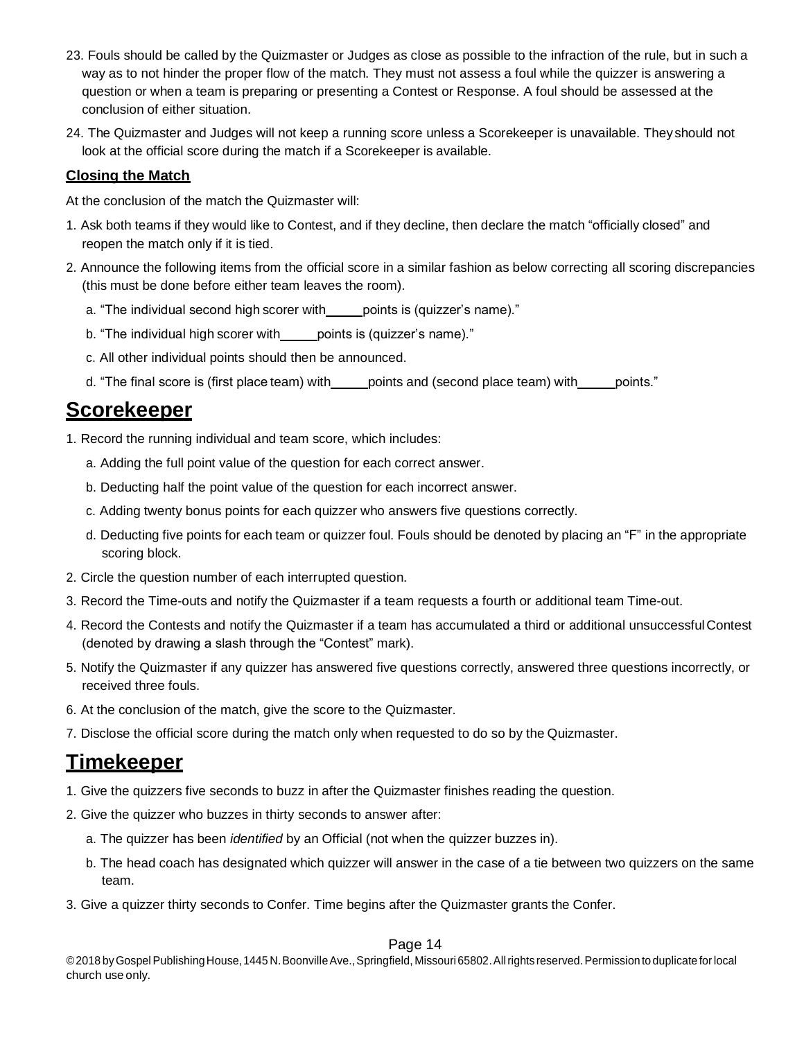23. Fouls should be called by the Quizmaster or Judges as close as possible to the infraction of the rule, but in such a way as to not hinder the proper flow of the match. They must not assess a foul while the quizzer is answering a question or when a team is preparing or presenting a Contest or Response. A foul should be assessed at the conclusion of either situation.
24. The Quizmaster and Judges will not keep a running score unless a Scorekeeper is unavailable. They should not look at the official score during the match if a Scorekeeper is available.

**Closing the Match**

At the conclusion of the match the Quizmaster will:

1. Ask both teams if they would like to Contest, and if they decline, then declare the match "officially closed" and reopen the match only if it is tied.
2. Announce the following items from the official score in a similar fashion as below correcting all scoring discrepancies (this must be done before either team leaves the room).
   a. "The individual second high scorer with _____ points is (quizzer's name)."
   b. "The individual high scorer with _____ points is (quizzer's name)."
   c. All other individual points should then be announced.
   d. "The final score is (first place team) with _____ points and (second place team) with _____ points."

## Scorekeeper

1. Record the running individual and team score, which includes:
   a. Adding the full point value of the question for each correct answer.
   b. Deducting half the point value of the question for each incorrect answer.
   c. Adding twenty bonus points for each quizzer who answers five questions correctly.
   d. Deducting five points for each team or quizzer foul. Fouls should be denoted by placing an "F" in the appropriate scoring block.
2. Circle the question number of each interrupted question.
3. Record the Time-outs and notify the Quizmaster if a team requests a fourth or additional team Time-out.
4. Record the Contests and notify the Quizmaster if a team has accumulated a third or additional unsuccessful Contest (denoted by drawing a slash through the "Contest" mark).
5. Notify the Quizmaster if any quizzer has answered five questions correctly, answered three questions incorrectly, or received three fouls.
6. At the conclusion of the match, give the score to the Quizmaster.
7. Disclose the official score during the match only when requested to do so by the Quizmaster.

## Timekeeper

1. Give the quizzers five seconds to buzz in after the Quizmaster finishes reading the question.
2. Give the quizzer who buzzes in thirty seconds to answer after:
   a. The quizzer has been *identified* by an Official (not when the quizzer buzzes in).
   b. The head coach has designated which quizzer will answer in the case of a tie between two quizzers on the same team.
3. Give a quizzer thirty seconds to Confer. Time begins after the Quizmaster grants the Confer.

© 2018 by Gospel Publishing House, 1445 N. Boonville Ave., Springfield, Missouri 65802. All rights reserved. Permission to duplicate for local church use only.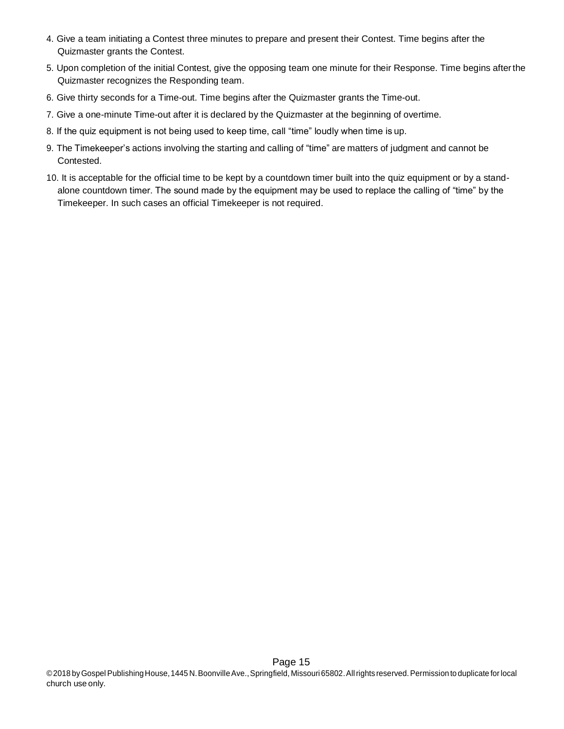4. Give a team initiating a Contest three minutes to prepare and present their Contest. Time begins after the Quizmaster grants the Contest.
5. Upon completion of the initial Contest, give the opposing team one minute for their Response. Time begins after the Quizmaster recognizes the Responding team.
6. Give thirty seconds for a Time-out. Time begins after the Quizmaster grants the Time-out.
7. Give a one-minute Time-out after it is declared by the Quizmaster at the beginning of overtime.
8. If the quiz equipment is not being used to keep time, call "time" loudly when time is up.
9. The Timekeeper's actions involving the starting and calling of "time" are matters of judgment and cannot be Contested.
10. It is acceptable for the official time to be kept by a countdown timer built into the quiz equipment or by a stand-alone countdown timer. The sound made by the equipment may be used to replace the calling of "time" by the Timekeeper. In such cases an official Timekeeper is not required.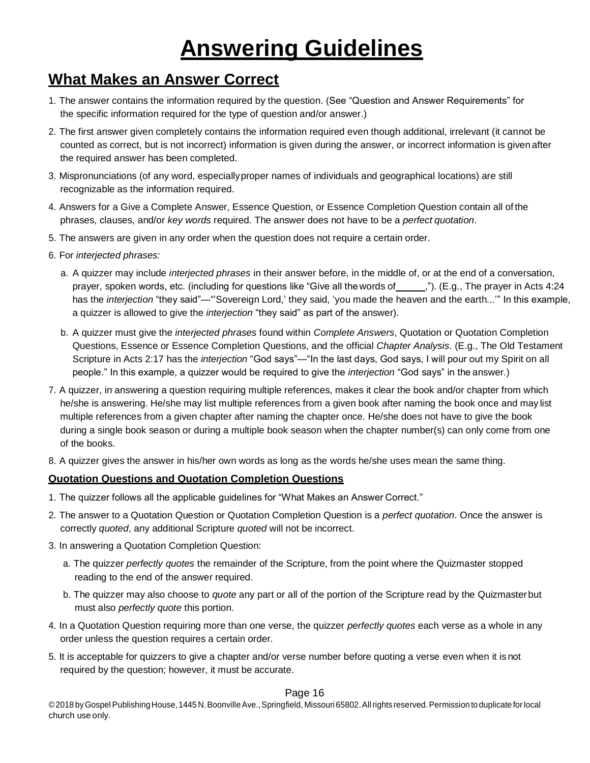# Answering Guidelines

## What Makes an Answer Correct

1. The answer contains the information required by the question. (See "Question and Answer Requirements" for the specific information required for the type of question and/or answer.)
2. The first answer given completely contains the information required even though additional, irrelevant (it cannot be counted as correct, but is not incorrect) information is given during the answer, or incorrect information is given after the required answer has been completed.
3. Mispronunciations (of any word, especially proper names of individuals and geographical locations) are still recognizable as the information required.
4. Answers for a Give a Complete Answer, Essence Question, or Essence Completion Question contain all of the phrases, clauses, and/or *key words* required. The answer does not have to be a *perfect quotation*.
5. The answers are given in any order when the question does not require a certain order.
6. For *interjected phrases:*
   a. A quizzer may include *interjected phrases* in their answer before, in the middle of, or at the end of a conversation, prayer, spoken words, etc. (including for questions like "Give all the words of ______,"). (E.g., The prayer in Acts 4:24 has the *interjection* "they said"—"'Sovereign Lord,' they said, 'you made the heaven and the earth...'" In this example, a quizzer is allowed to give the *interjection* "they said" as part of the answer).
   b. A quizzer must give the *interjected phrases* found within *Complete Answers*, Quotation or Quotation Completion Questions, Essence or Essence Completion Questions, and the official *Chapter Analysis*. (E.g., The Old Testament Scripture in Acts 2:17 has the *interjection* "God says"—"In the last days, God says, I will pour out my Spirit on all people." In this example, a quizzer would be required to give the *interjection* "God says" in the answer.)
7. A quizzer, in answering a question requiring multiple references, makes it clear the book and/or chapter from which he/she is answering. He/she may list multiple references from a given book after naming the book once and may list multiple references from a given chapter after naming the chapter once. He/she does not have to give the book during a single book season or during a multiple book season when the chapter number(s) can only come from one of the books.
8. A quizzer gives the answer in his/her own words as long as the words he/she uses mean the same thing.

### Quotation Questions and Quotation Completion Questions

1. The quizzer follows all the applicable guidelines for "What Makes an Answer Correct."
2. The answer to a Quotation Question or Quotation Completion Question is a *perfect quotation*. Once the answer is correctly *quoted*, any additional Scripture *quoted* will not be incorrect.
3. In answering a Quotation Completion Question:
   a. The quizzer *perfectly quotes* the remainder of the Scripture, from the point where the Quizmaster stopped reading to the end of the answer required.
   b. The quizzer may also choose to *quote* any part or all of the portion of the Scripture read by the Quizmaster but must also *perfectly quote* this portion.
4. In a Quotation Question requiring more than one verse, the quizzer *perfectly quotes* each verse as a whole in any order unless the question requires a certain order.
5. It is acceptable for quizzers to give a chapter and/or verse number before quoting a verse even when it is not required by the question; however, it must be accurate.

©2018 by Gospel Publishing House, 1445 N. Boonville Ave., Springfield, Missouri 65802. All rights reserved. Permission to duplicate for local church use only.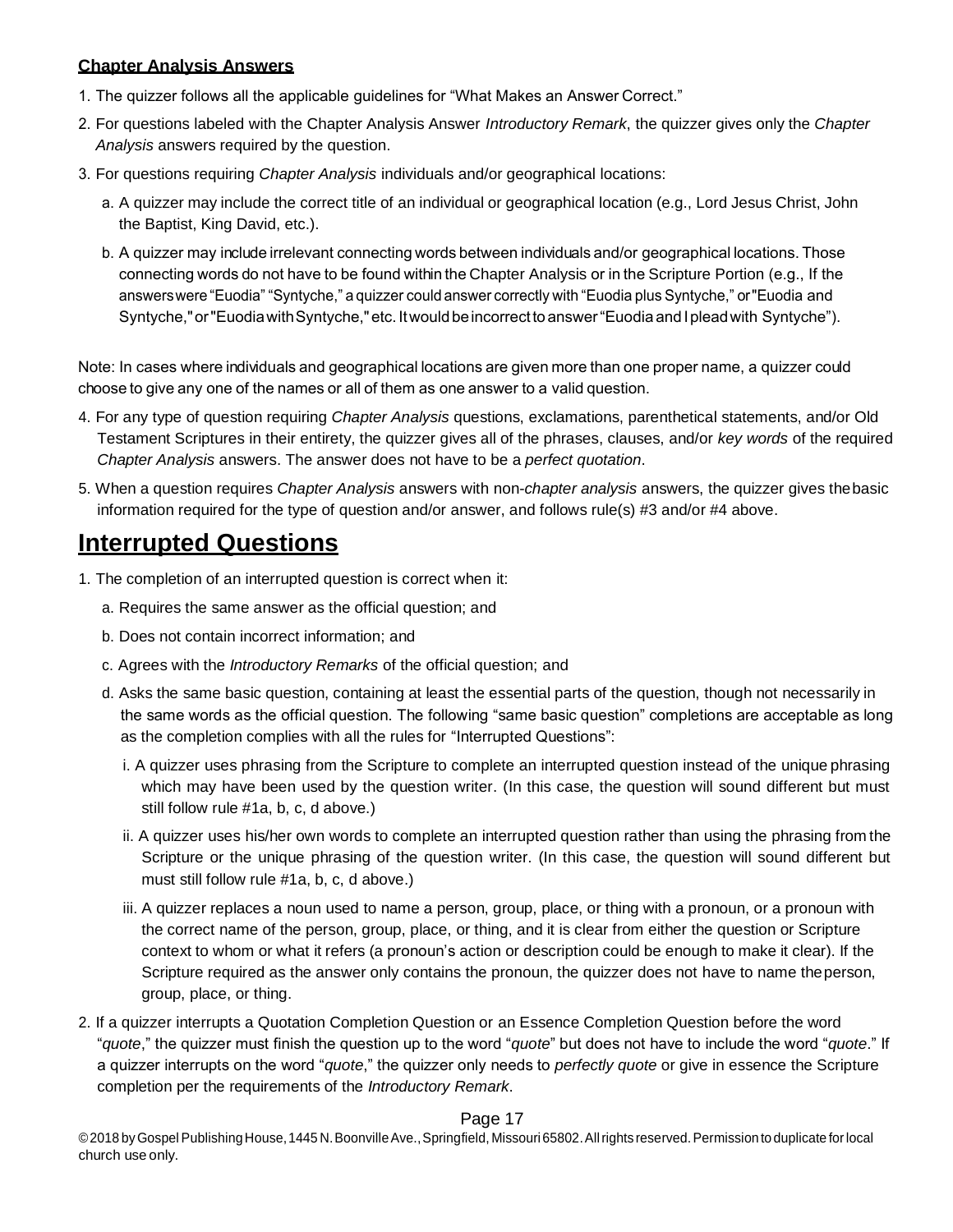**Chapter Analysis Answers**

1. The quizzer follows all the applicable guidelines for "What Makes an Answer Correct."
2. For questions labeled with the Chapter Analysis Answer *Introductory Remark*, the quizzer gives only the *Chapter Analysis* answers required by the question.
3. For questions requiring *Chapter Analysis* individuals and/or geographical locations:
   a. A quizzer may include the correct title of an individual or geographical location (e.g., Lord Jesus Christ, John the Baptist, King David, etc.).
   b. A quizzer may include irrelevant connecting words between individuals and/or geographical locations. Those connecting words do not have to be found within the Chapter Analysis or in the Scripture Portion (e.g., If the answers were "Euodia" "Syntyche," a quizzer could answer correctly with "Euodia plus Syntyche," or "Euodia and Syntyche," or "Euodia with Syntyche," etc. It would be incorrect to answer "Euodia and I plead with Syntyche").

Note: In cases where individuals and geographical locations are given more than one proper name, a quizzer could choose to give any one of the names or all of them as one answer to a valid question.

4. For any type of question requiring *Chapter Analysis* questions, exclamations, parenthetical statements, and/or Old Testament Scriptures in their entirety, the quizzer gives all of the phrases, clauses, and/or *key words* of the required *Chapter Analysis* answers. The answer does not have to be a *perfect quotation*.
5. When a question requires *Chapter Analysis* answers with non-*chapter analysis* answers, the quizzer gives the basic information required for the type of question and/or answer, and follows rule(s) #3 and/or #4 above.

# Interrupted Questions

1. The completion of an interrupted question is correct when it:
   a. Requires the same answer as the official question; and
   b. Does not contain incorrect information; and
   c. Agrees with the *Introductory Remarks* of the official question; and
   d. Asks the same basic question, containing at least the essential parts of the question, though not necessarily in the same words as the official question. The following "same basic question" completions are acceptable as long as the completion complies with all the rules for "Interrupted Questions":
      i. A quizzer uses phrasing from the Scripture to complete an interrupted question instead of the unique phrasing which may have been used by the question writer. (In this case, the question will sound different but must still follow rule #1a, b, c, d above.)
      ii. A quizzer uses his/her own words to complete an interrupted question rather than using the phrasing from the Scripture or the unique phrasing of the question writer. (In this case, the question will sound different but must still follow rule #1a, b, c, d above.)
      iii. A quizzer replaces a noun used to name a person, group, place, or thing with a pronoun, or a pronoun with the correct name of the person, group, place, or thing, and it is clear from either the question or Scripture context to whom or what it refers (a pronoun's action or description could be enough to make it clear). If the Scripture required as the answer only contains the pronoun, the quizzer does not have to name the person, group, place, or thing.
2. If a quizzer interrupts a Quotation Completion Question or an Essence Completion Question before the word "*quote*," the quizzer must finish the question up to the word "*quote*" but does not have to include the word "*quote*." If a quizzer interrupts on the word "*quote*," the quizzer only needs to *perfectly quote* or give in essence the Scripture completion per the requirements of the *Introductory Remark*.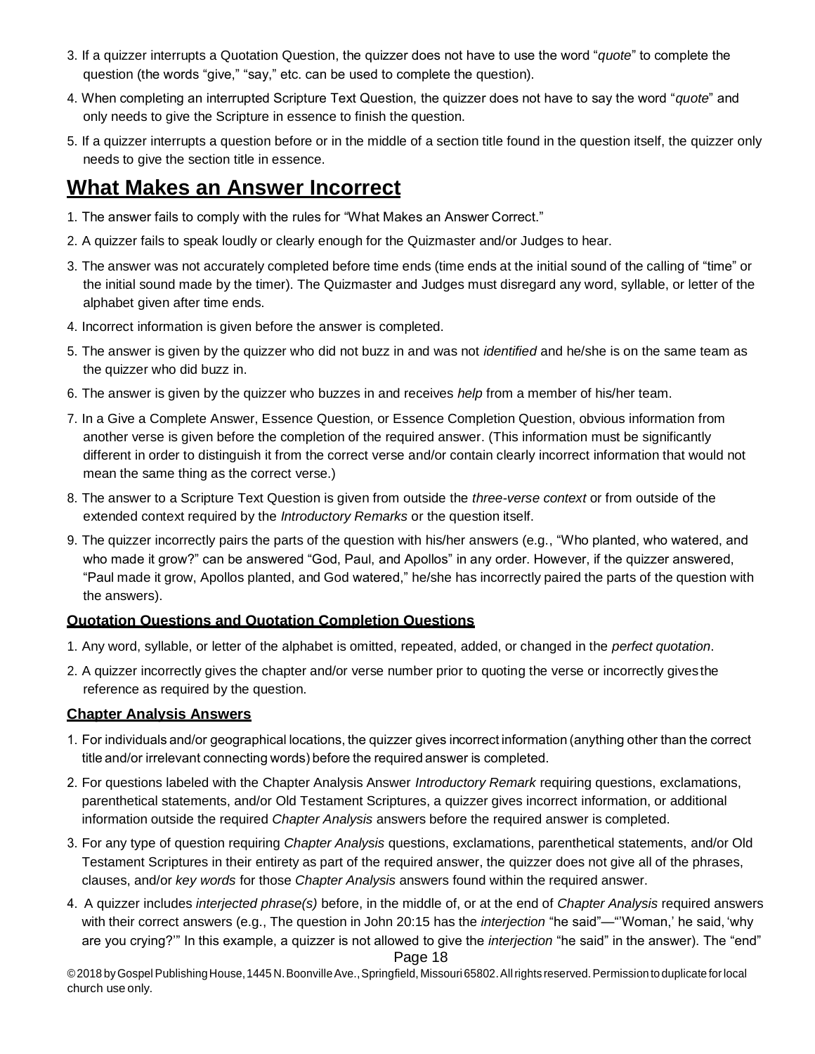3. If a quizzer interrupts a Quotation Question, the quizzer does not have to use the word "*quote*" to complete the question (the words "give," "say," etc. can be used to complete the question).
4. When completing an interrupted Scripture Text Question, the quizzer does not have to say the word "*quote*" and only needs to give the Scripture in essence to finish the question.
5. If a quizzer interrupts a question before or in the middle of a section title found in the question itself, the quizzer only needs to give the section title in essence.

## What Makes an Answer Incorrect

1. The answer fails to comply with the rules for "What Makes an Answer Correct."
2. A quizzer fails to speak loudly or clearly enough for the Quizmaster and/or Judges to hear.
3. The answer was not accurately completed before time ends (time ends at the initial sound of the calling of "time" or the initial sound made by the timer). The Quizmaster and Judges must disregard any word, syllable, or letter of the alphabet given after time ends.
4. Incorrect information is given before the answer is completed.
5. The answer is given by the quizzer who did not buzz in and was not *identified* and he/she is on the same team as the quizzer who did buzz in.
6. The answer is given by the quizzer who buzzes in and receives *help* from a member of his/her team.
7. In a Give a Complete Answer, Essence Question, or Essence Completion Question, obvious information from another verse is given before the completion of the required answer. (This information must be significantly different in order to distinguish it from the correct verse and/or contain clearly incorrect information that would not mean the same thing as the correct verse.)
8. The answer to a Scripture Text Question is given from outside the *three-verse context* or from outside of the extended context required by the *Introductory Remarks* or the question itself.
9. The quizzer incorrectly pairs the parts of the question with his/her answers (e.g., "Who planted, who watered, and who made it grow?" can be answered "God, Paul, and Apollos" in any order. However, if the quizzer answered, "Paul made it grow, Apollos planted, and God watered," he/she has incorrectly paired the parts of the question with the answers).

### Quotation Questions and Quotation Completion Questions

1. Any word, syllable, or letter of the alphabet is omitted, repeated, added, or changed in the *perfect quotation*.
2. A quizzer incorrectly gives the chapter and/or verse number prior to quoting the verse or incorrectly gives the reference as required by the question.

### Chapter Analysis Answers

1. For individuals and/or geographical locations, the quizzer gives incorrect information (anything other than the correct title and/or irrelevant connecting words) before the required answer is completed.
2. For questions labeled with the Chapter Analysis Answer *Introductory Remark* requiring questions, exclamations, parenthetical statements, and/or Old Testament Scriptures, a quizzer gives incorrect information, or additional information outside the required *Chapter Analysis* answers before the required answer is completed.
3. For any type of question requiring *Chapter Analysis* questions, exclamations, parenthetical statements, and/or Old Testament Scriptures in their entirety as part of the required answer, the quizzer does not give all of the phrases, clauses, and/or *key words* for those *Chapter Analysis* answers found within the required answer.
4. A quizzer includes *interjected phrase(s)* before, in the middle of, or at the end of *Chapter Analysis* required answers with their correct answers (e.g., The question in John 20:15 has the *interjection* "he said"—"'Woman,' he said, 'why are you crying?'" In this example, a quizzer is not allowed to give the *interjection* "he said" in the answer). The "end"

© 2018 by Gospel Publishing House, 1445 N. Boonville Ave., Springfield, Missouri 65802. All rights reserved. Permission to duplicate for local church use only.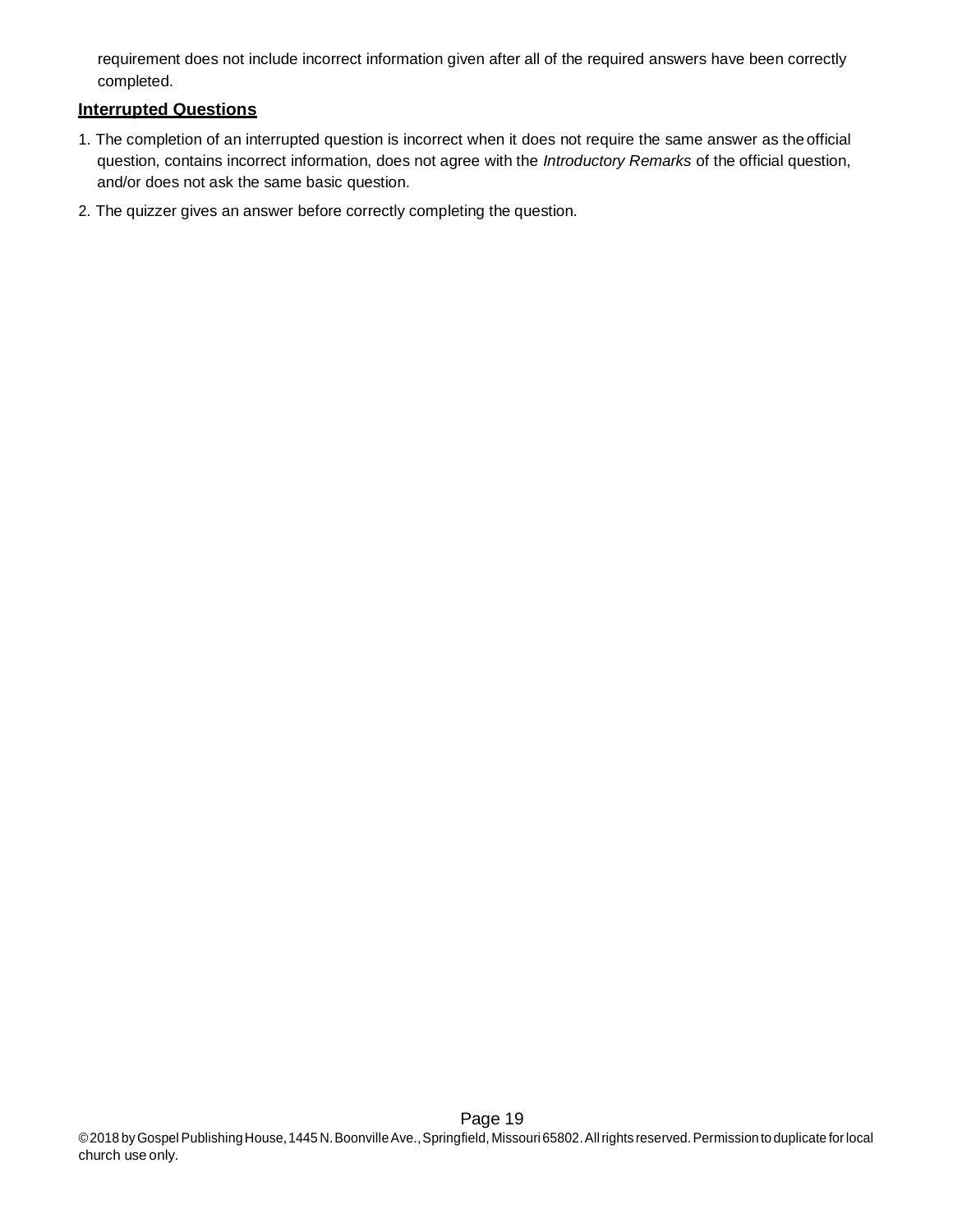requirement does not include incorrect information given after all of the required answers have been correctly completed.

**Interrupted Questions**

1. The completion of an interrupted question is incorrect when it does not require the same answer as the official question, contains incorrect information, does not agree with the *Introductory Remarks* of the official question, and/or does not ask the same basic question.
2. The quizzer gives an answer before correctly completing the question.

© 2018 by Gospel Publishing House, 1445 N. Boonville Ave., Springfield, Missouri 65802. All rights reserved. Permission to duplicate for local church use only.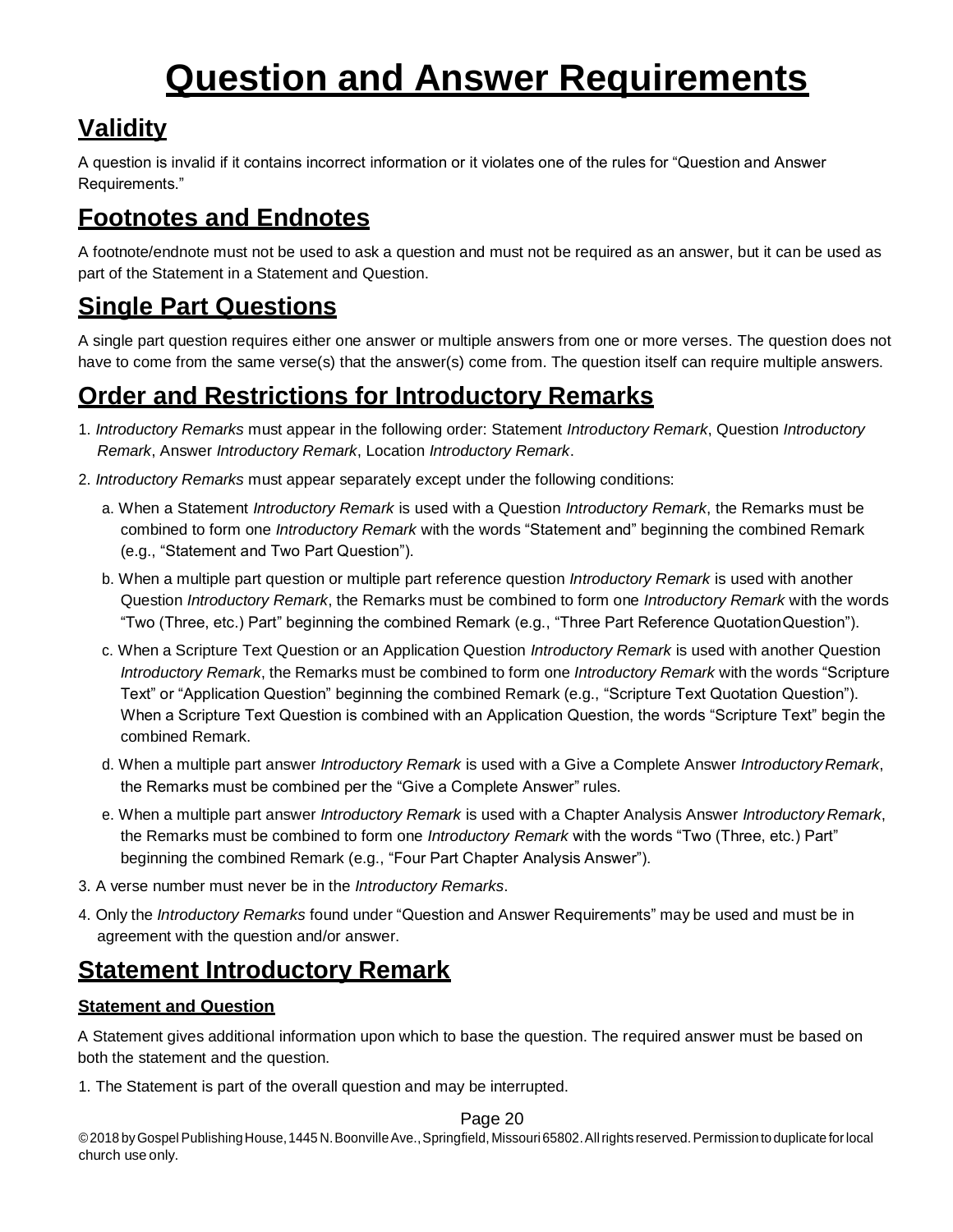# Question and Answer Requirements

## Validity

A question is invalid if it contains incorrect information or it violates one of the rules for "Question and Answer Requirements."

## Footnotes and Endnotes

A footnote/endnote must not be used to ask a question and must not be required as an answer, but it can be used as part of the Statement in a Statement and Question.

## Single Part Questions

A single part question requires either one answer or multiple answers from one or more verses. The question does not have to come from the same verse(s) that the answer(s) come from. The question itself can require multiple answers.

## Order and Restrictions for Introductory Remarks

1. *Introductory Remarks* must appear in the following order: Statement *Introductory Remark*, Question *Introductory Remark*, Answer *Introductory Remark*, Location *Introductory Remark*.
2. *Introductory Remarks* must appear separately except under the following conditions:
   a. When a Statement *Introductory Remark* is used with a Question *Introductory Remark*, the Remarks must be combined to form one *Introductory Remark* with the words "Statement and" beginning the combined Remark (e.g., "Statement and Two Part Question").
   b. When a multiple part question or multiple part reference question *Introductory Remark* is used with another Question *Introductory Remark*, the Remarks must be combined to form one *Introductory Remark* with the words "Two (Three, etc.) Part" beginning the combined Remark (e.g., "Three Part Reference Quotation Question").
   c. When a Scripture Text Question or an Application Question *Introductory Remark* is used with another Question *Introductory Remark*, the Remarks must be combined to form one *Introductory Remark* with the words "Scripture Text" or "Application Question" beginning the combined Remark (e.g., "Scripture Text Quotation Question"). When a Scripture Text Question is combined with an Application Question, the words "Scripture Text" begin the combined Remark.
   d. When a multiple part answer *Introductory Remark* is used with a Give a Complete Answer *Introductory Remark*, the Remarks must be combined per the "Give a Complete Answer" rules.
   e. When a multiple part answer *Introductory Remark* is used with a Chapter Analysis Answer *Introductory Remark*, the Remarks must be combined to form one *Introductory Remark* with the words "Two (Three, etc.) Part" beginning the combined Remark (e.g., "Four Part Chapter Analysis Answer").
3. A verse number must never be in the *Introductory Remarks*.
4. Only the *Introductory Remarks* found under "Question and Answer Requirements" may be used and must be in agreement with the question and/or answer.

## Statement Introductory Remark

### Statement and Question

A Statement gives additional information upon which to base the question. The required answer must be based on both the statement and the question.

1. The Statement is part of the overall question and may be interrupted.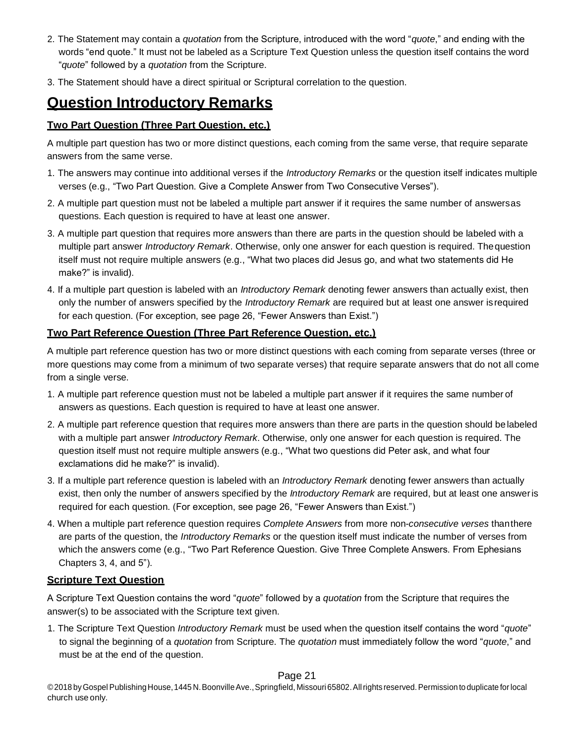2. The Statement may contain a *quotation* from the Scripture, introduced with the word "*quote*," and ending with the words "end quote." It must not be labeled as a Scripture Text Question unless the question itself contains the word "*quote*" followed by a *quotation* from the Scripture.
3. The Statement should have a direct spiritual or Scriptural correlation to the question.

# Question Introductory Remarks

### Two Part Question (Three Part Question, etc.)

A multiple part question has two or more distinct questions, each coming from the same verse, that require separate answers from the same verse.

1. The answers may continue into additional verses if the *Introductory Remarks* or the question itself indicates multiple verses (e.g., "Two Part Question. Give a Complete Answer from Two Consecutive Verses").
2. A multiple part question must not be labeled a multiple part answer if it requires the same number of answers as questions. Each question is required to have at least one answer.
3. A multiple part question that requires more answers than there are parts in the question should be labeled with a multiple part answer *Introductory Remark*. Otherwise, only one answer for each question is required. The question itself must not require multiple answers (e.g., "What two places did Jesus go, and what two statements did He make?" is invalid).
4. If a multiple part question is labeled with an *Introductory Remark* denoting fewer answers than actually exist, then only the number of answers specified by the *Introductory Remark* are required but at least one answer is required for each question. (For exception, see page 26, "Fewer Answers than Exist.")

### Two Part Reference Question (Three Part Reference Question, etc.)

A multiple part reference question has two or more distinct questions with each coming from separate verses (three or more questions may come from a minimum of two separate verses) that require separate answers that do not all come from a single verse.

1. A multiple part reference question must not be labeled a multiple part answer if it requires the same number of answers as questions. Each question is required to have at least one answer.
2. A multiple part reference question that requires more answers than there are parts in the question should be labeled with a multiple part answer *Introductory Remark*. Otherwise, only one answer for each question is required. The question itself must not require multiple answers (e.g., "What two questions did Peter ask, and what four exclamations did he make?" is invalid).
3. If a multiple part reference question is labeled with an *Introductory Remark* denoting fewer answers than actually exist, then only the number of answers specified by the *Introductory Remark* are required, but at least one answer is required for each question. (For exception, see page 26, "Fewer Answers than Exist.")
4. When a multiple part reference question requires *Complete Answers* from more non-*consecutive verses* than there are parts of the question, the *Introductory Remarks* or the question itself must indicate the number of verses from which the answers come (e.g., "Two Part Reference Question. Give Three Complete Answers. From Ephesians Chapters 3, 4, and 5").

### Scripture Text Question

A Scripture Text Question contains the word "*quote*" followed by a *quotation* from the Scripture that requires the answer(s) to be associated with the Scripture text given.

1. The Scripture Text Question *Introductory Remark* must be used when the question itself contains the word "*quote*" to signal the beginning of a *quotation* from Scripture. The *quotation* must immediately follow the word "*quote*," and must be at the end of the question.

© 2018 by Gospel Publishing House, 1445 N. Boonville Ave., Springfield, Missouri 65802. All rights reserved. Permission to duplicate for local church use only.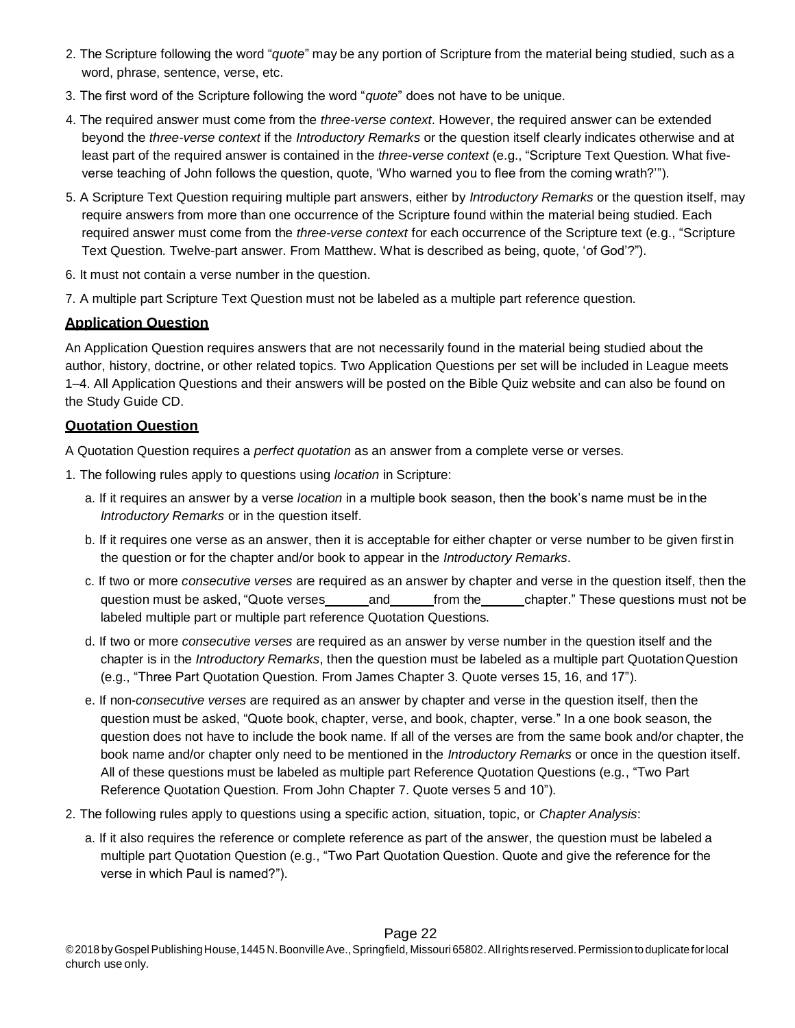2. The Scripture following the word "*quote*" may be any portion of Scripture from the material being studied, such as a word, phrase, sentence, verse, etc.
3. The first word of the Scripture following the word "*quote*" does not have to be unique.
4. The required answer must come from the *three-verse context*. However, the required answer can be extended beyond the *three-verse context* if the *Introductory Remarks* or the question itself clearly indicates otherwise and at least part of the required answer is contained in the *three-verse context* (e.g., "Scripture Text Question. What five-verse teaching of John follows the question, quote, 'Who warned you to flee from the coming wrath?'").
5. A Scripture Text Question requiring multiple part answers, either by *Introductory Remarks* or the question itself, may require answers from more than one occurrence of the Scripture found within the material being studied. Each required answer must come from the *three-verse context* for each occurrence of the Scripture text (e.g., "Scripture Text Question. Twelve-part answer. From Matthew. What is described as being, quote, 'of God'?").
6. It must not contain a verse number in the question.
7. A multiple part Scripture Text Question must not be labeled as a multiple part reference question.

## Application Question

An Application Question requires answers that are not necessarily found in the material being studied about the author, history, doctrine, or other related topics. Two Application Questions per set will be included in League meets 1–4. All Application Questions and their answers will be posted on the Bible Quiz website and can also be found on the Study Guide CD.

## Quotation Question

A Quotation Question requires a *perfect quotation* as an answer from a complete verse or verses.

1. The following rules apply to questions using *location* in Scripture:
   a. If it requires an answer by a verse *location* in a multiple book season, then the book's name must be in the *Introductory Remarks* or in the question itself.
   b. If it requires one verse as an answer, then it is acceptable for either chapter or verse number to be given first in the question or for the chapter and/or book to appear in the *Introductory Remarks*.
   c. If two or more *consecutive verses* are required as an answer by chapter and verse in the question itself, then the question must be asked, "Quote verses ______ and ______ from the ______ chapter." These questions must not be labeled multiple part or multiple part reference Quotation Questions.
   d. If two or more *consecutive verses* are required as an answer by verse number in the question itself and the chapter is in the *Introductory Remarks*, then the question must be labeled as a multiple part Quotation Question (e.g., "Three Part Quotation Question. From James Chapter 3. Quote verses 15, 16, and 17").
   e. If non-*consecutive verses* are required as an answer by chapter and verse in the question itself, then the question must be asked, "Quote book, chapter, verse, and book, chapter, verse." In a one book season, the question does not have to include the book name. If all of the verses are from the same book and/or chapter, the book name and/or chapter only need to be mentioned in the *Introductory Remarks* or once in the question itself. All of these questions must be labeled as multiple part Reference Quotation Questions (e.g., "Two Part Reference Quotation Question. From John Chapter 7. Quote verses 5 and 10").
2. The following rules apply to questions using a specific action, situation, topic, or *Chapter Analysis*:
   a. If it also requires the reference or complete reference as part of the answer, the question must be labeled a multiple part Quotation Question (e.g., "Two Part Quotation Question. Quote and give the reference for the verse in which Paul is named?").

© 2018 by Gospel Publishing House, 1445 N. Boonville Ave., Springfield, Missouri 65802. All rights reserved. Permission to duplicate for local church use only.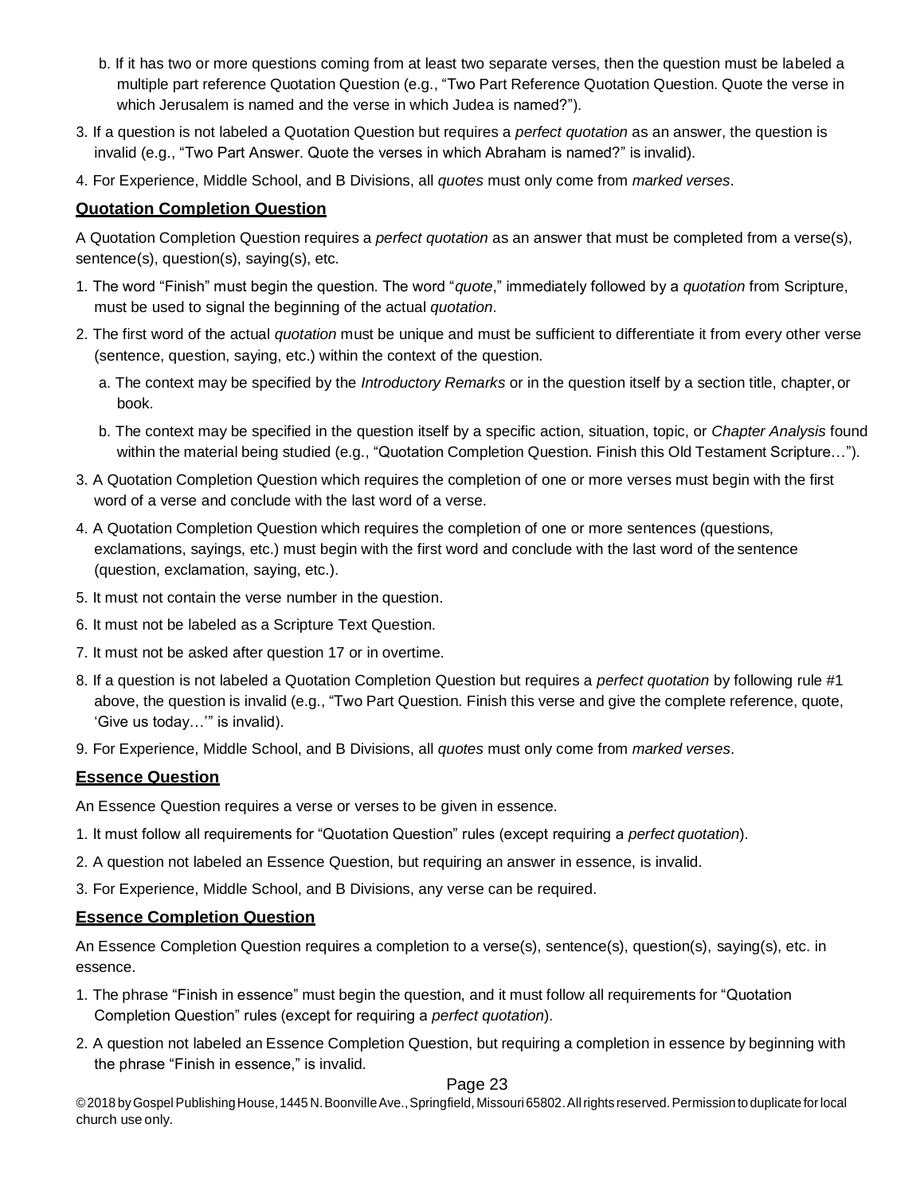b. If it has two or more questions coming from at least two separate verses, then the question must be labeled a multiple part reference Quotation Question (e.g., "Two Part Reference Quotation Question. Quote the verse in which Jerusalem is named and the verse in which Judea is named?").

3. If a question is not labeled a Quotation Question but requires a *perfect quotation* as an answer, the question is invalid (e.g., "Two Part Answer. Quote the verses in which Abraham is named?" is invalid).
4. For Experience, Middle School, and B Divisions, all *quotes* must only come from *marked verses*.

## Quotation Completion Question

A Quotation Completion Question requires a *perfect quotation* as an answer that must be completed from a verse(s), sentence(s), question(s), saying(s), etc.

1. The word "Finish" must begin the question. The word "*quote*," immediately followed by a *quotation* from Scripture, must be used to signal the beginning of the actual *quotation*.
2. The first word of the actual *quotation* must be unique and must be sufficient to differentiate it from every other verse (sentence, question, saying, etc.) within the context of the question.
   a. The context may be specified by the *Introductory Remarks* or in the question itself by a section title, chapter, or book.
   b. The context may be specified in the question itself by a specific action, situation, topic, or *Chapter Analysis* found within the material being studied (e.g., "Quotation Completion Question. Finish this Old Testament Scripture…").
3. A Quotation Completion Question which requires the completion of one or more verses must begin with the first word of a verse and conclude with the last word of a verse.
4. A Quotation Completion Question which requires the completion of one or more sentences (questions, exclamations, sayings, etc.) must begin with the first word and conclude with the last word of the sentence (question, exclamation, saying, etc.).
5. It must not contain the verse number in the question.
6. It must not be labeled as a Scripture Text Question.
7. It must not be asked after question 17 or in overtime.
8. If a question is not labeled a Quotation Completion Question but requires a *perfect quotation* by following rule #1 above, the question is invalid (e.g., "Two Part Question. Finish this verse and give the complete reference, quote, 'Give us today…'" is invalid).
9. For Experience, Middle School, and B Divisions, all *quotes* must only come from *marked verses*.

## Essence Question

An Essence Question requires a verse or verses to be given in essence.

1. It must follow all requirements for "Quotation Question" rules (except requiring a *perfect quotation*).
2. A question not labeled an Essence Question, but requiring an answer in essence, is invalid.
3. For Experience, Middle School, and B Divisions, any verse can be required.

## Essence Completion Question

An Essence Completion Question requires a completion to a verse(s), sentence(s), question(s), saying(s), etc. in essence.

1. The phrase "Finish in essence" must begin the question, and it must follow all requirements for "Quotation Completion Question" rules (except for requiring a *perfect quotation*).
2. A question not labeled an Essence Completion Question, but requiring a completion in essence by beginning with the phrase "Finish in essence," is invalid.

© 2018 by Gospel Publishing House, 1445 N. Boonville Ave., Springfield, Missouri 65802. All rights reserved. Permission to duplicate for local church use only.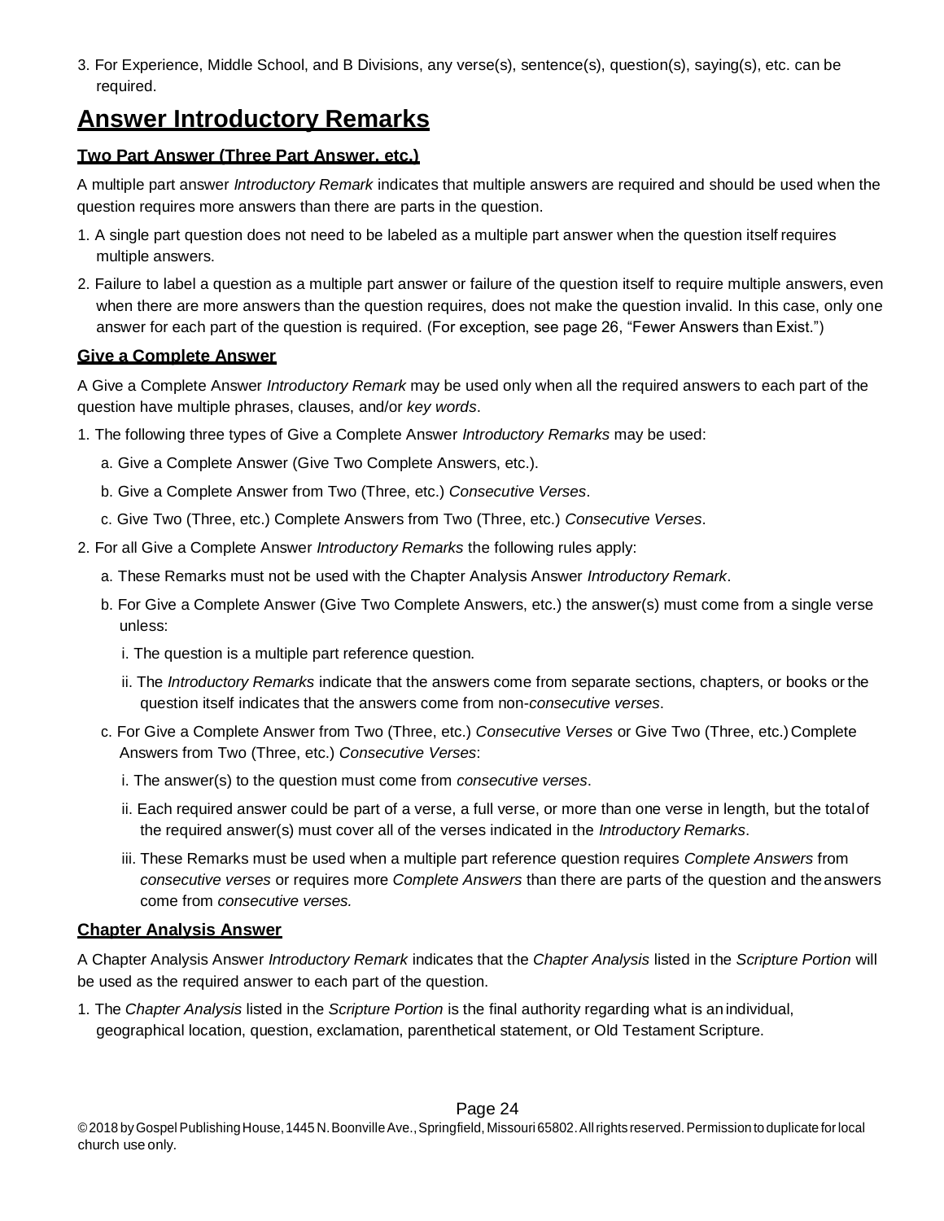3. For Experience, Middle School, and B Divisions, any verse(s), sentence(s), question(s), saying(s), etc. can be required.

## Answer Introductory Remarks

### Two Part Answer (Three Part Answer, etc.)

A multiple part answer *Introductory Remark* indicates that multiple answers are required and should be used when the question requires more answers than there are parts in the question.

1. A single part question does not need to be labeled as a multiple part answer when the question itself requires multiple answers.
2. Failure to label a question as a multiple part answer or failure of the question itself to require multiple answers, even when there are more answers than the question requires, does not make the question invalid. In this case, only one answer for each part of the question is required. (For exception, see page 26, "Fewer Answers than Exist.")

### Give a Complete Answer

A Give a Complete Answer *Introductory Remark* may be used only when all the required answers to each part of the question have multiple phrases, clauses, and/or *key words*.

1. The following three types of Give a Complete Answer *Introductory Remarks* may be used:
   a. Give a Complete Answer (Give Two Complete Answers, etc.).
   b. Give a Complete Answer from Two (Three, etc.) *Consecutive Verses*.
   c. Give Two (Three, etc.) Complete Answers from Two (Three, etc.) *Consecutive Verses*.
2. For all Give a Complete Answer *Introductory Remarks* the following rules apply:
   a. These Remarks must not be used with the Chapter Analysis Answer *Introductory Remark*.
   b. For Give a Complete Answer (Give Two Complete Answers, etc.) the answer(s) must come from a single verse unless:
      i. The question is a multiple part reference question.
      ii. The *Introductory Remarks* indicate that the answers come from separate sections, chapters, or books or the question itself indicates that the answers come from non-*consecutive verses*.
   c. For Give a Complete Answer from Two (Three, etc.) *Consecutive Verses* or Give Two (Three, etc.) Complete Answers from Two (Three, etc.) *Consecutive Verses*:
      i. The answer(s) to the question must come from *consecutive verses*.
      ii. Each required answer could be part of a verse, a full verse, or more than one verse in length, but the total of the required answer(s) must cover all of the verses indicated in the *Introductory Remarks*.
      iii. These Remarks must be used when a multiple part reference question requires *Complete Answers* from *consecutive verses* or requires more *Complete Answers* than there are parts of the question and the answers come from *consecutive verses.*

### Chapter Analysis Answer

A Chapter Analysis Answer *Introductory Remark* indicates that the *Chapter Analysis* listed in the *Scripture Portion* will be used as the required answer to each part of the question.

1. The *Chapter Analysis* listed in the *Scripture Portion* is the final authority regarding what is an individual, geographical location, question, exclamation, parenthetical statement, or Old Testament Scripture.

© 2018 by Gospel Publishing House, 1445 N. Boonville Ave., Springfield, Missouri 65802. All rights reserved. Permission to duplicate for local church use only.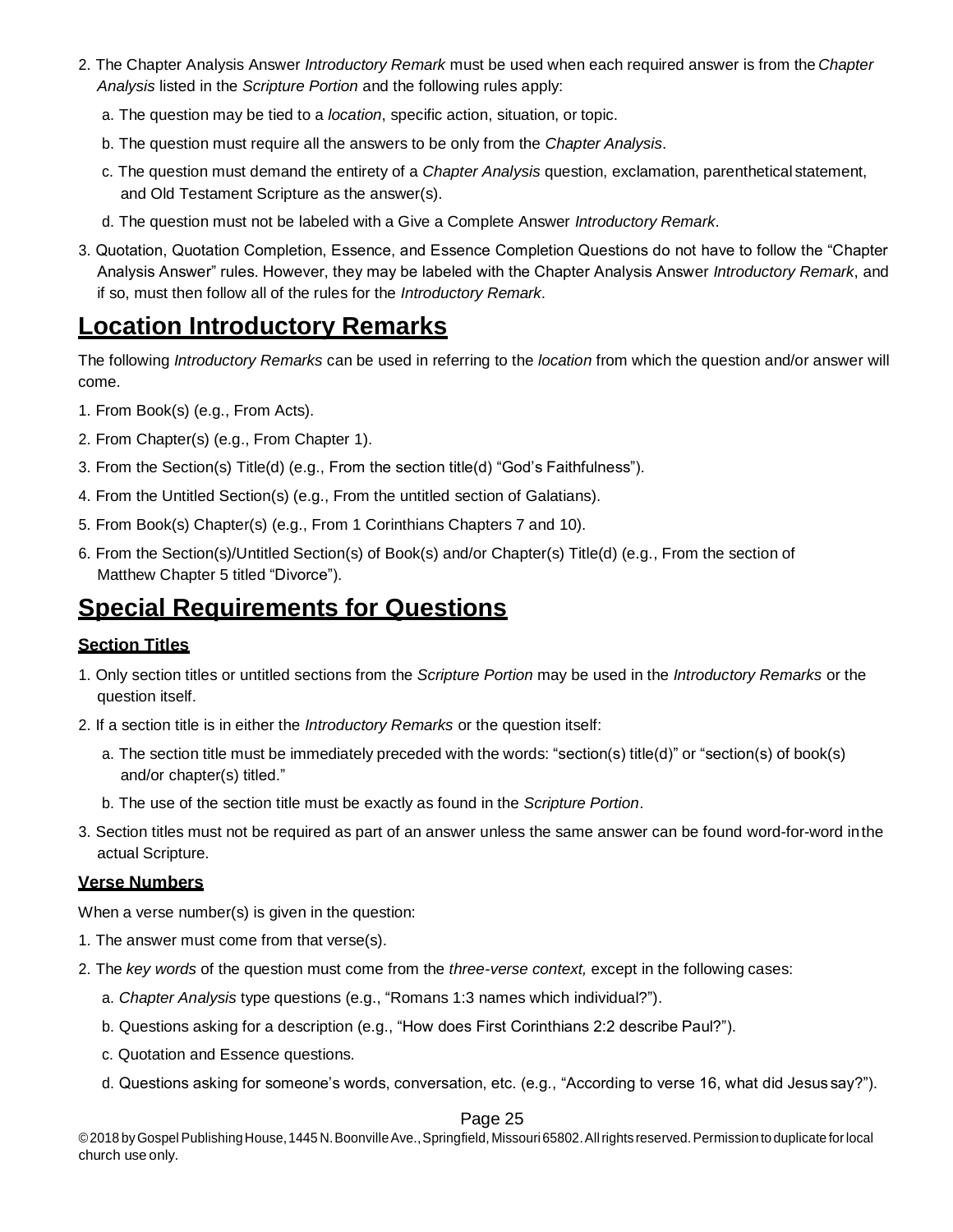2. The Chapter Analysis Answer *Introductory Remark* must be used when each required answer is from the *Chapter Analysis* listed in the *Scripture Portion* and the following rules apply:

   a. The question may be tied to a *location*, specific action, situation, or topic.

   b. The question must require all the answers to be only from the *Chapter Analysis*.

   c. The question must demand the entirety of a *Chapter Analysis* question, exclamation, parenthetical statement, and Old Testament Scripture as the answer(s).

   d. The question must not be labeled with a Give a Complete Answer *Introductory Remark*.

3. Quotation, Quotation Completion, Essence, and Essence Completion Questions do not have to follow the "Chapter Analysis Answer" rules. However, they may be labeled with the Chapter Analysis Answer *Introductory Remark*, and if so, must then follow all of the rules for the *Introductory Remark*.

## Location Introductory Remarks

The following *Introductory Remarks* can be used in referring to the *location* from which the question and/or answer will come.

1. From Book(s) (e.g., From Acts).
2. From Chapter(s) (e.g., From Chapter 1).
3. From the Section(s) Title(d) (e.g., From the section title(d) "God's Faithfulness").
4. From the Untitled Section(s) (e.g., From the untitled section of Galatians).
5. From Book(s) Chapter(s) (e.g., From 1 Corinthians Chapters 7 and 10).
6. From the Section(s)/Untitled Section(s) of Book(s) and/or Chapter(s) Title(d) (e.g., From the section of Matthew Chapter 5 titled "Divorce").

## Special Requirements for Questions

### Section Titles

1. Only section titles or untitled sections from the *Scripture Portion* may be used in the *Introductory Remarks* or the question itself.
2. If a section title is in either the *Introductory Remarks* or the question itself:

   a. The section title must be immediately preceded with the words: "section(s) title(d)" or "section(s) of book(s) and/or chapter(s) titled."

   b. The use of the section title must be exactly as found in the *Scripture Portion*.

3. Section titles must not be required as part of an answer unless the same answer can be found word-for-word in the actual Scripture.

### Verse Numbers

When a verse number(s) is given in the question:

1. The answer must come from that verse(s).
2. The *key words* of the question must come from the *three-verse context,* except in the following cases:

   a. *Chapter Analysis* type questions (e.g., "Romans 1:3 names which individual?").

   b. Questions asking for a description (e.g., "How does First Corinthians 2:2 describe Paul?").

   c. Quotation and Essence questions.

   d. Questions asking for someone's words, conversation, etc. (e.g., "According to verse 16, what did Jesus say?").

© 2018 by Gospel Publishing House, 1445 N. Boonville Ave., Springfield, Missouri 65802. All rights reserved. Permission to duplicate for local church use only.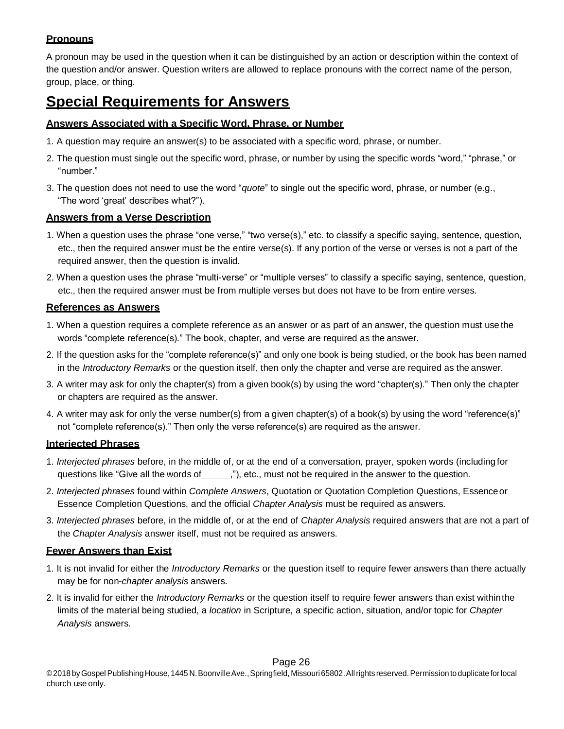### Pronouns

A pronoun may be used in the question when it can be distinguished by an action or description within the context of the question and/or answer. Question writers are allowed to replace pronouns with the correct name of the person, group, place, or thing.

## Special Requirements for Answers

### Answers Associated with a Specific Word, Phrase, or Number

1. A question may require an answer(s) to be associated with a specific word, phrase, or number.
2. The question must single out the specific word, phrase, or number by using the specific words "word," "phrase," or "number."
3. The question does not need to use the word "*quote*" to single out the specific word, phrase, or number (e.g., "The word 'great' describes what?").

### Answers from a Verse Description

1. When a question uses the phrase "one verse," "two verse(s)," etc. to classify a specific saying, sentence, question, etc., then the required answer must be the entire verse(s). If any portion of the verse or verses is not a part of the required answer, then the question is invalid.
2. When a question uses the phrase "multi-verse" or "multiple verses" to classify a specific saying, sentence, question, etc., then the required answer must be from multiple verses but does not have to be from entire verses.

### References as Answers

1. When a question requires a complete reference as an answer or as part of an answer, the question must use the words "complete reference(s)." The book, chapter, and verse are required as the answer.
2. If the question asks for the "complete reference(s)" and only one book is being studied, or the book has been named in the *Introductory Remarks* or the question itself, then only the chapter and verse are required as the answer.
3. A writer may ask for only the chapter(s) from a given book(s) by using the word "chapter(s)." Then only the chapter or chapters are required as the answer.
4. A writer may ask for only the verse number(s) from a given chapter(s) of a book(s) by using the word "reference(s)" not "complete reference(s)." Then only the verse reference(s) are required as the answer.

### Interjected Phrases

1. *Interjected phrases* before, in the middle of, or at the end of a conversation, prayer, spoken words (including for questions like "Give all the words of ______,"), etc., must not be required in the answer to the question.
2. *Interjected phrases* found within *Complete Answers*, Quotation or Quotation Completion Questions, Essence or Essence Completion Questions, and the official *Chapter Analysis* must be required as answers.
3. *Interjected phrases* before, in the middle of, or at the end of *Chapter Analysis* required answers that are not a part of the *Chapter Analysis* answer itself, must not be required as answers.

### Fewer Answers than Exist

1. It is not invalid for either the *Introductory Remarks* or the question itself to require fewer answers than there actually may be for non-*chapter analysis* answers.
2. It is invalid for either the *Introductory Remarks* or the question itself to require fewer answers than exist within the limits of the material being studied, a *location* in Scripture, a specific action, situation, and/or topic for *Chapter Analysis* answers.

© 2018 by Gospel Publishing House, 1445 N. Boonville Ave., Springfield, Missouri 65802. All rights reserved. Permission to duplicate for local church use only.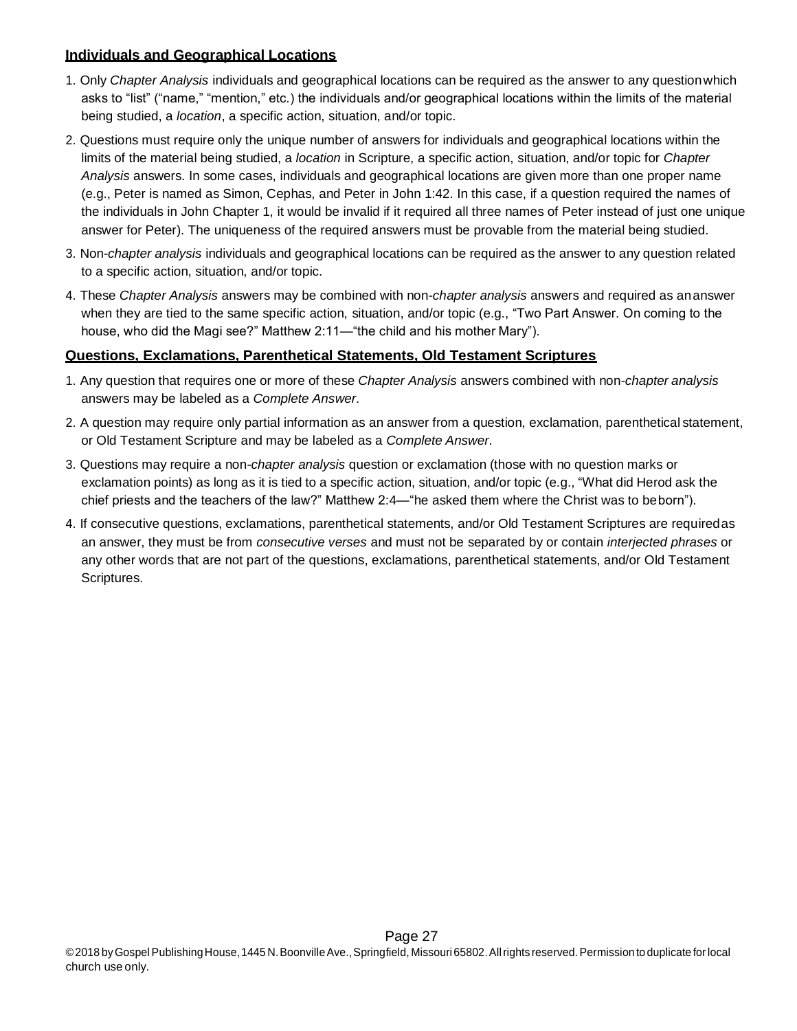**Individuals and Geographical Locations**

1. Only *Chapter Analysis* individuals and geographical locations can be required as the answer to any question which asks to "list" ("name," "mention," etc.) the individuals and/or geographical locations within the limits of the material being studied, a *location*, a specific action, situation, and/or topic.
2. Questions must require only the unique number of answers for individuals and geographical locations within the limits of the material being studied, a *location* in Scripture, a specific action, situation, and/or topic for *Chapter Analysis* answers. In some cases, individuals and geographical locations are given more than one proper name (e.g., Peter is named as Simon, Cephas, and Peter in John 1:42. In this case, if a question required the names of the individuals in John Chapter 1, it would be invalid if it required all three names of Peter instead of just one unique answer for Peter). The uniqueness of the required answers must be provable from the material being studied.
3. Non-*chapter analysis* individuals and geographical locations can be required as the answer to any question related to a specific action, situation, and/or topic.
4. These *Chapter Analysis* answers may be combined with non-*chapter analysis* answers and required as an answer when they are tied to the same specific action, situation, and/or topic (e.g., "Two Part Answer. On coming to the house, who did the Magi see?" Matthew 2:11—"the child and his mother Mary").

**Questions, Exclamations, Parenthetical Statements, Old Testament Scriptures**

1. Any question that requires one or more of these *Chapter Analysis* answers combined with non-*chapter analysis* answers may be labeled as a *Complete Answer*.
2. A question may require only partial information as an answer from a question, exclamation, parenthetical statement, or Old Testament Scripture and may be labeled as a *Complete Answer*.
3. Questions may require a non-*chapter analysis* question or exclamation (those with no question marks or exclamation points) as long as it is tied to a specific action, situation, and/or topic (e.g., "What did Herod ask the chief priests and the teachers of the law?" Matthew 2:4—"he asked them where the Christ was to be born").
4. If consecutive questions, exclamations, parenthetical statements, and/or Old Testament Scriptures are required as an answer, they must be from *consecutive verses* and must not be separated by or contain *interjected phrases* or any other words that are not part of the questions, exclamations, parenthetical statements, and/or Old Testament Scriptures.

© 2018 by Gospel Publishing House, 1445 N. Boonville Ave., Springfield, Missouri 65802. All rights reserved. Permission to duplicate for local church use only.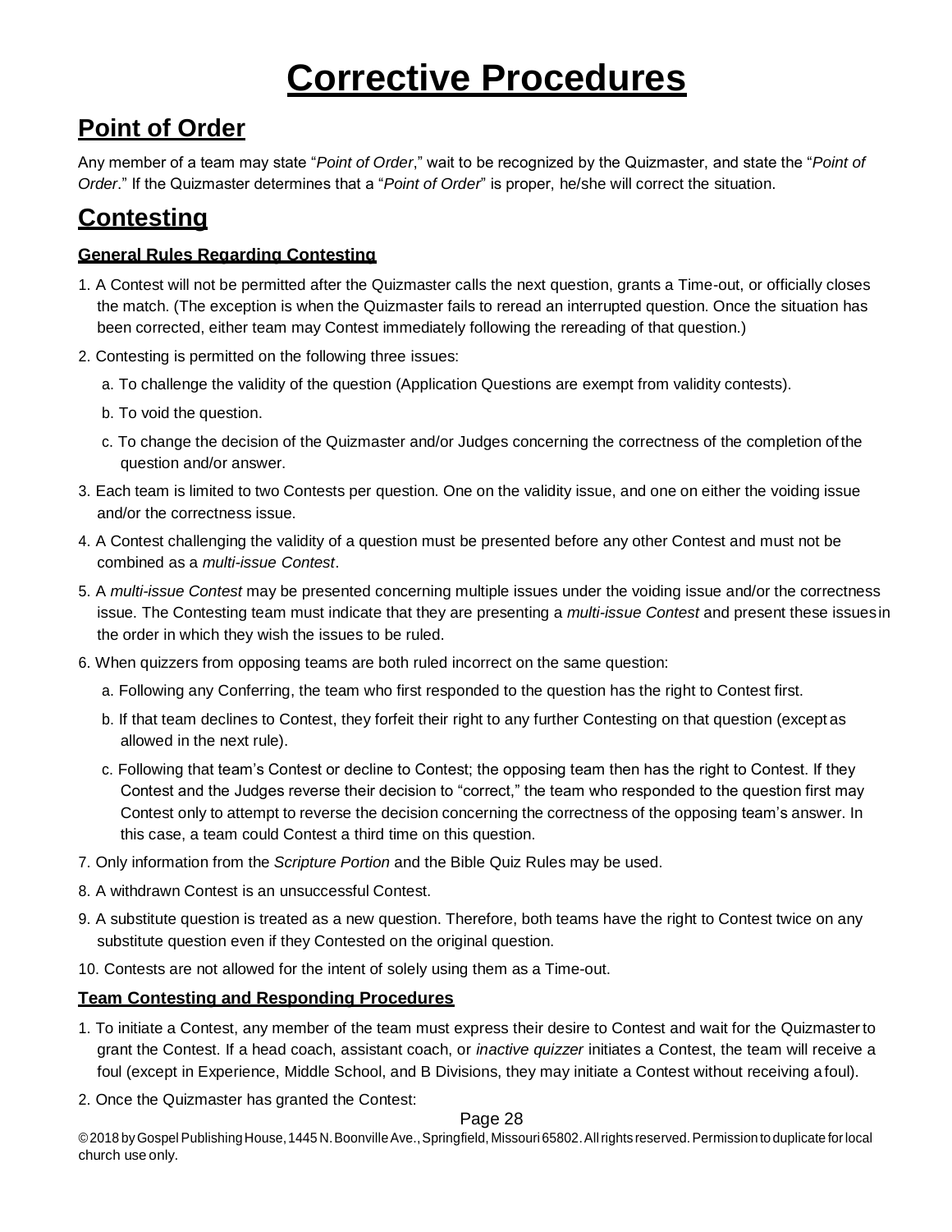# Corrective Procedures

## Point of Order

Any member of a team may state "*Point of Order*," wait to be recognized by the Quizmaster, and state the "*Point of Order*." If the Quizmaster determines that a "*Point of Order*" is proper, he/she will correct the situation.

## Contesting

### General Rules Regarding Contesting

1. A Contest will not be permitted after the Quizmaster calls the next question, grants a Time-out, or officially closes the match. (The exception is when the Quizmaster fails to reread an interrupted question. Once the situation has been corrected, either team may Contest immediately following the rereading of that question.)
2. Contesting is permitted on the following three issues:
   a. To challenge the validity of the question (Application Questions are exempt from validity contests).
   b. To void the question.
   c. To change the decision of the Quizmaster and/or Judges concerning the correctness of the completion of the question and/or answer.
3. Each team is limited to two Contests per question. One on the validity issue, and one on either the voiding issue and/or the correctness issue.
4. A Contest challenging the validity of a question must be presented before any other Contest and must not be combined as a *multi-issue Contest*.
5. A *multi-issue Contest* may be presented concerning multiple issues under the voiding issue and/or the correctness issue. The Contesting team must indicate that they are presenting a *multi-issue Contest* and present these issues in the order in which they wish the issues to be ruled.
6. When quizzers from opposing teams are both ruled incorrect on the same question:
   a. Following any Conferring, the team who first responded to the question has the right to Contest first.
   b. If that team declines to Contest, they forfeit their right to any further Contesting on that question (except as allowed in the next rule).
   c. Following that team's Contest or decline to Contest; the opposing team then has the right to Contest. If they Contest and the Judges reverse their decision to "correct," the team who responded to the question first may Contest only to attempt to reverse the decision concerning the correctness of the opposing team's answer. In this case, a team could Contest a third time on this question.
7. Only information from the *Scripture Portion* and the Bible Quiz Rules may be used.
8. A withdrawn Contest is an unsuccessful Contest.
9. A substitute question is treated as a new question. Therefore, both teams have the right to Contest twice on any substitute question even if they Contested on the original question.
10. Contests are not allowed for the intent of solely using them as a Time-out.

### Team Contesting and Responding Procedures

1. To initiate a Contest, any member of the team must express their desire to Contest and wait for the Quizmaster to grant the Contest. If a head coach, assistant coach, or *inactive quizzer* initiates a Contest, the team will receive a foul (except in Experience, Middle School, and B Divisions, they may initiate a Contest without receiving a foul).
2. Once the Quizmaster has granted the Contest: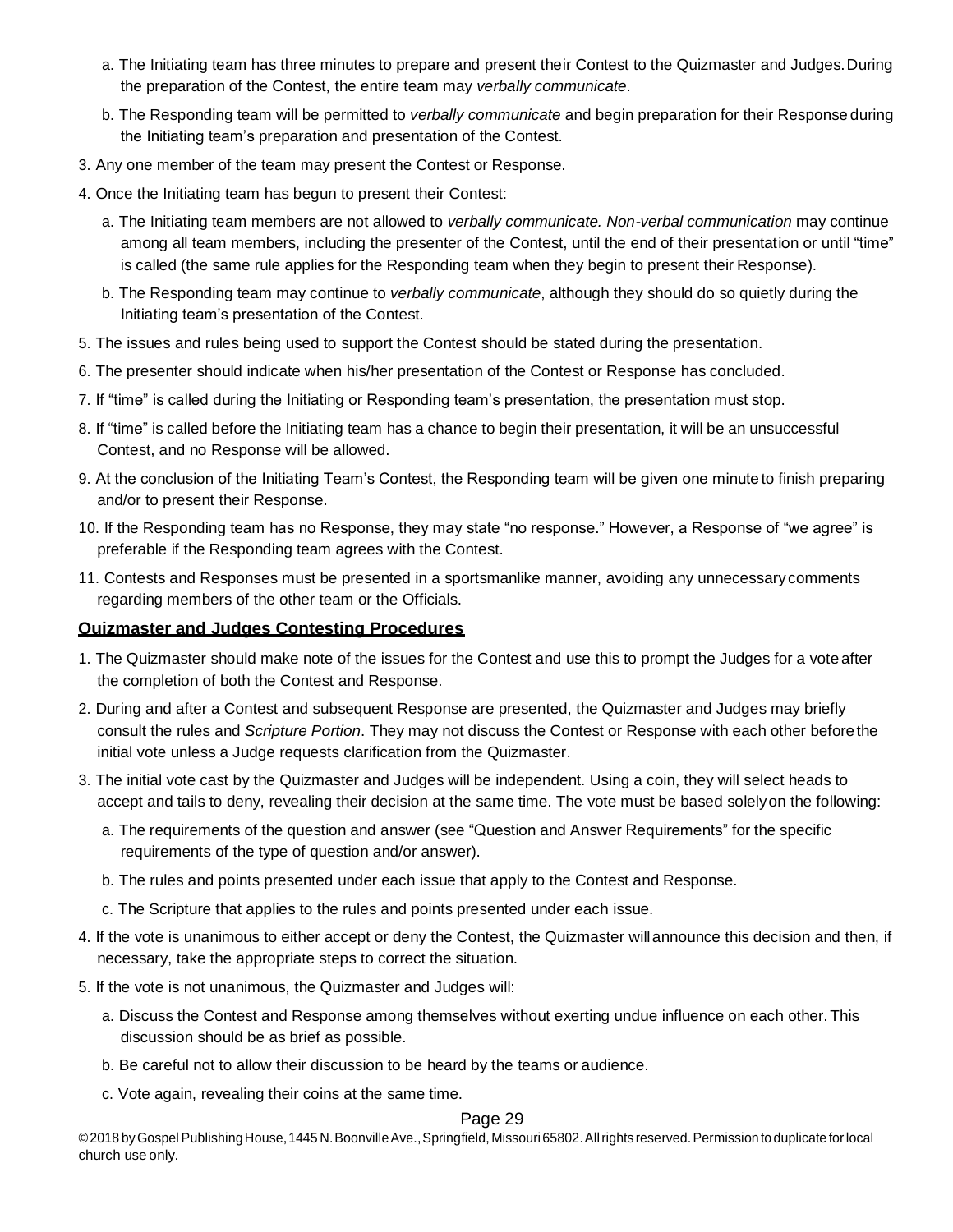a. The Initiating team has three minutes to prepare and present their Contest to the Quizmaster and Judges. During the preparation of the Contest, the entire team may *verbally communicate*.

b. The Responding team will be permitted to *verbally communicate* and begin preparation for their Response during the Initiating team's preparation and presentation of the Contest.

3. Any one member of the team may present the Contest or Response.
4. Once the Initiating team has begun to present their Contest:
   a. The Initiating team members are not allowed to *verbally communicate. Non-verbal communication* may continue among all team members, including the presenter of the Contest, until the end of their presentation or until "time" is called (the same rule applies for the Responding team when they begin to present their Response).
   b. The Responding team may continue to *verbally communicate*, although they should do so quietly during the Initiating team's presentation of the Contest.
5. The issues and rules being used to support the Contest should be stated during the presentation.
6. The presenter should indicate when his/her presentation of the Contest or Response has concluded.
7. If "time" is called during the Initiating or Responding team's presentation, the presentation must stop.
8. If "time" is called before the Initiating team has a chance to begin their presentation, it will be an unsuccessful Contest, and no Response will be allowed.
9. At the conclusion of the Initiating Team's Contest, the Responding team will be given one minute to finish preparing and/or to present their Response.
10. If the Responding team has no Response, they may state "no response." However, a Response of "we agree" is preferable if the Responding team agrees with the Contest.
11. Contests and Responses must be presented in a sportsmanlike manner, avoiding any unnecessary comments regarding members of the other team or the Officials.

**Quizmaster and Judges Contesting Procedures**

1. The Quizmaster should make note of the issues for the Contest and use this to prompt the Judges for a vote after the completion of both the Contest and Response.
2. During and after a Contest and subsequent Response are presented, the Quizmaster and Judges may briefly consult the rules and *Scripture Portion*. They may not discuss the Contest or Response with each other before the initial vote unless a Judge requests clarification from the Quizmaster.
3. The initial vote cast by the Quizmaster and Judges will be independent. Using a coin, they will select heads to accept and tails to deny, revealing their decision at the same time. The vote must be based solely on the following:
   a. The requirements of the question and answer (see "Question and Answer Requirements" for the specific requirements of the type of question and/or answer).
   b. The rules and points presented under each issue that apply to the Contest and Response.
   c. The Scripture that applies to the rules and points presented under each issue.
4. If the vote is unanimous to either accept or deny the Contest, the Quizmaster will announce this decision and then, if necessary, take the appropriate steps to correct the situation.
5. If the vote is not unanimous, the Quizmaster and Judges will:
   a. Discuss the Contest and Response among themselves without exerting undue influence on each other. This discussion should be as brief as possible.
   b. Be careful not to allow their discussion to be heard by the teams or audience.
   c. Vote again, revealing their coins at the same time.

© 2018 by Gospel Publishing House, 1445 N. Boonville Ave., Springfield, Missouri 65802. All rights reserved. Permission to duplicate for local church use only.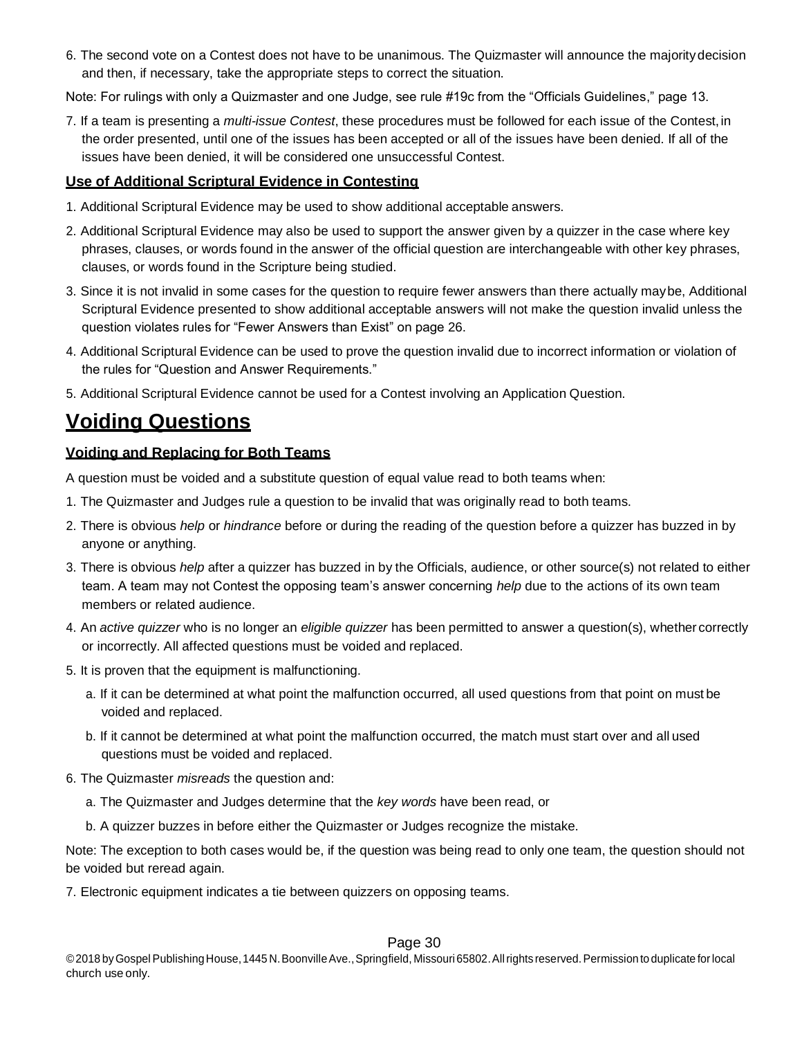6. The second vote on a Contest does not have to be unanimous. The Quizmaster will announce the majority decision and then, if necessary, take the appropriate steps to correct the situation.

Note: For rulings with only a Quizmaster and one Judge, see rule #19c from the "Officials Guidelines," page 13.

7. If a team is presenting a *multi-issue Contest*, these procedures must be followed for each issue of the Contest, in the order presented, until one of the issues has been accepted or all of the issues have been denied. If all of the issues have been denied, it will be considered one unsuccessful Contest.

### Use of Additional Scriptural Evidence in Contesting

1. Additional Scriptural Evidence may be used to show additional acceptable answers.
2. Additional Scriptural Evidence may also be used to support the answer given by a quizzer in the case where key phrases, clauses, or words found in the answer of the official question are interchangeable with other key phrases, clauses, or words found in the Scripture being studied.
3. Since it is not invalid in some cases for the question to require fewer answers than there actually may be, Additional Scriptural Evidence presented to show additional acceptable answers will not make the question invalid unless the question violates rules for "Fewer Answers than Exist" on page 26.
4. Additional Scriptural Evidence can be used to prove the question invalid due to incorrect information or violation of the rules for "Question and Answer Requirements."
5. Additional Scriptural Evidence cannot be used for a Contest involving an Application Question.

## Voiding Questions

### Voiding and Replacing for Both Teams

A question must be voided and a substitute question of equal value read to both teams when:

1. The Quizmaster and Judges rule a question to be invalid that was originally read to both teams.
2. There is obvious *help* or *hindrance* before or during the reading of the question before a quizzer has buzzed in by anyone or anything.
3. There is obvious *help* after a quizzer has buzzed in by the Officials, audience, or other source(s) not related to either team. A team may not Contest the opposing team's answer concerning *help* due to the actions of its own team members or related audience.
4. An *active quizzer* who is no longer an *eligible quizzer* has been permitted to answer a question(s), whether correctly or incorrectly. All affected questions must be voided and replaced.
5. It is proven that the equipment is malfunctioning.
   a. If it can be determined at what point the malfunction occurred, all used questions from that point on must be voided and replaced.
   b. If it cannot be determined at what point the malfunction occurred, the match must start over and all used questions must be voided and replaced.
6. The Quizmaster *misreads* the question and:
   a. The Quizmaster and Judges determine that the *key words* have been read, or
   b. A quizzer buzzes in before either the Quizmaster or Judges recognize the mistake.

Note: The exception to both cases would be, if the question was being read to only one team, the question should not be voided but reread again.

7. Electronic equipment indicates a tie between quizzers on opposing teams.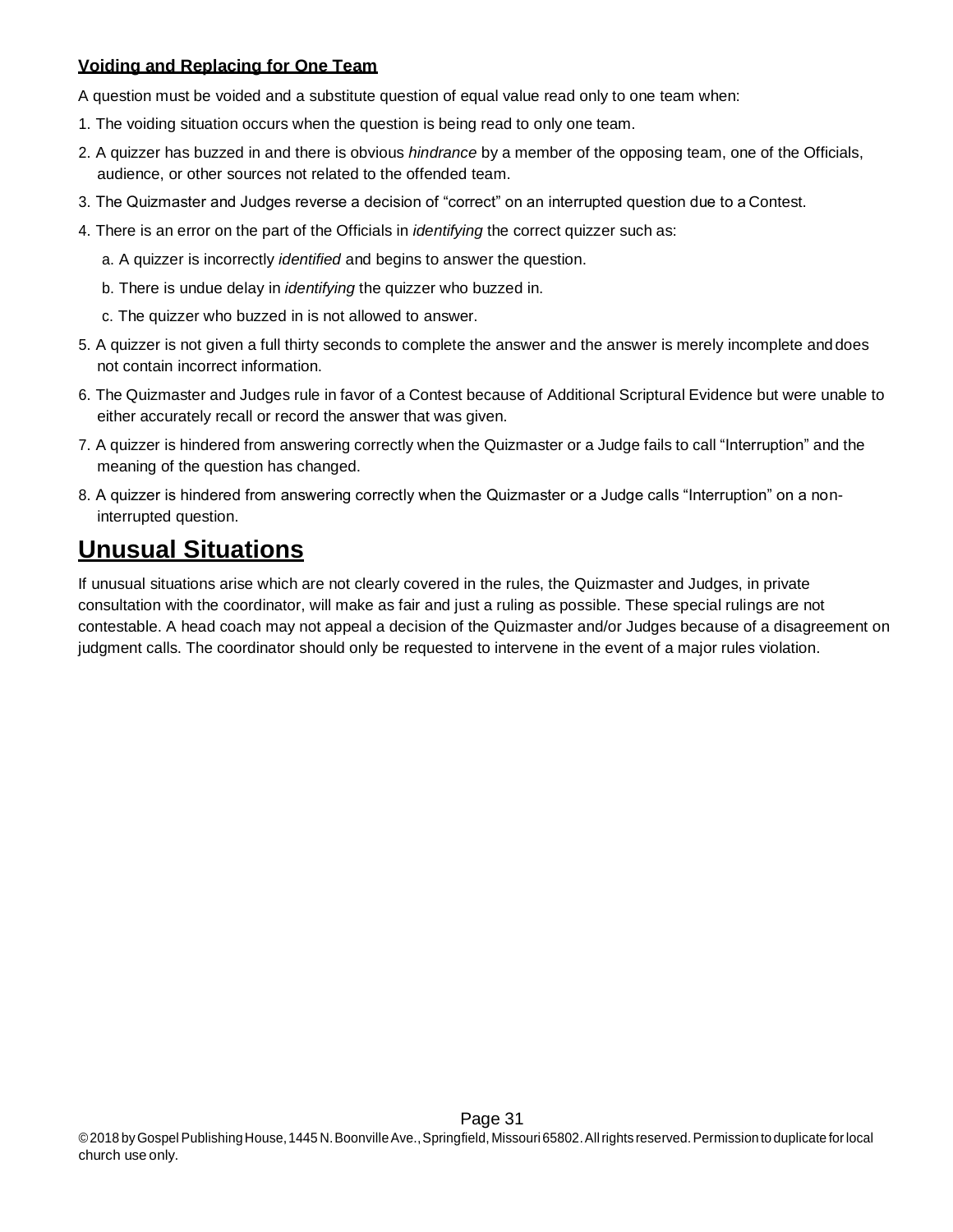**Voiding and Replacing for One Team**

A question must be voided and a substitute question of equal value read only to one team when:

1. The voiding situation occurs when the question is being read to only one team.
2. A quizzer has buzzed in and there is obvious *hindrance* by a member of the opposing team, one of the Officials, audience, or other sources not related to the offended team.
3. The Quizmaster and Judges reverse a decision of "correct" on an interrupted question due to a Contest.
4. There is an error on the part of the Officials in *identifying* the correct quizzer such as:
   a. A quizzer is incorrectly *identified* and begins to answer the question.
   b. There is undue delay in *identifying* the quizzer who buzzed in.
   c. The quizzer who buzzed in is not allowed to answer.
5. A quizzer is not given a full thirty seconds to complete the answer and the answer is merely incomplete and does not contain incorrect information.
6. The Quizmaster and Judges rule in favor of a Contest because of Additional Scriptural Evidence but were unable to either accurately recall or record the answer that was given.
7. A quizzer is hindered from answering correctly when the Quizmaster or a Judge fails to call "Interruption" and the meaning of the question has changed.
8. A quizzer is hindered from answering correctly when the Quizmaster or a Judge calls "Interruption" on a non-interrupted question.

## Unusual Situations

If unusual situations arise which are not clearly covered in the rules, the Quizmaster and Judges, in private consultation with the coordinator, will make as fair and just a ruling as possible. These special rulings are not contestable. A head coach may not appeal a decision of the Quizmaster and/or Judges because of a disagreement on judgment calls. The coordinator should only be requested to intervene in the event of a major rules violation.

© 2018 by Gospel Publishing House, 1445 N. Boonville Ave., Springfield, Missouri 65802. All rights reserved. Permission to duplicate for local church use only.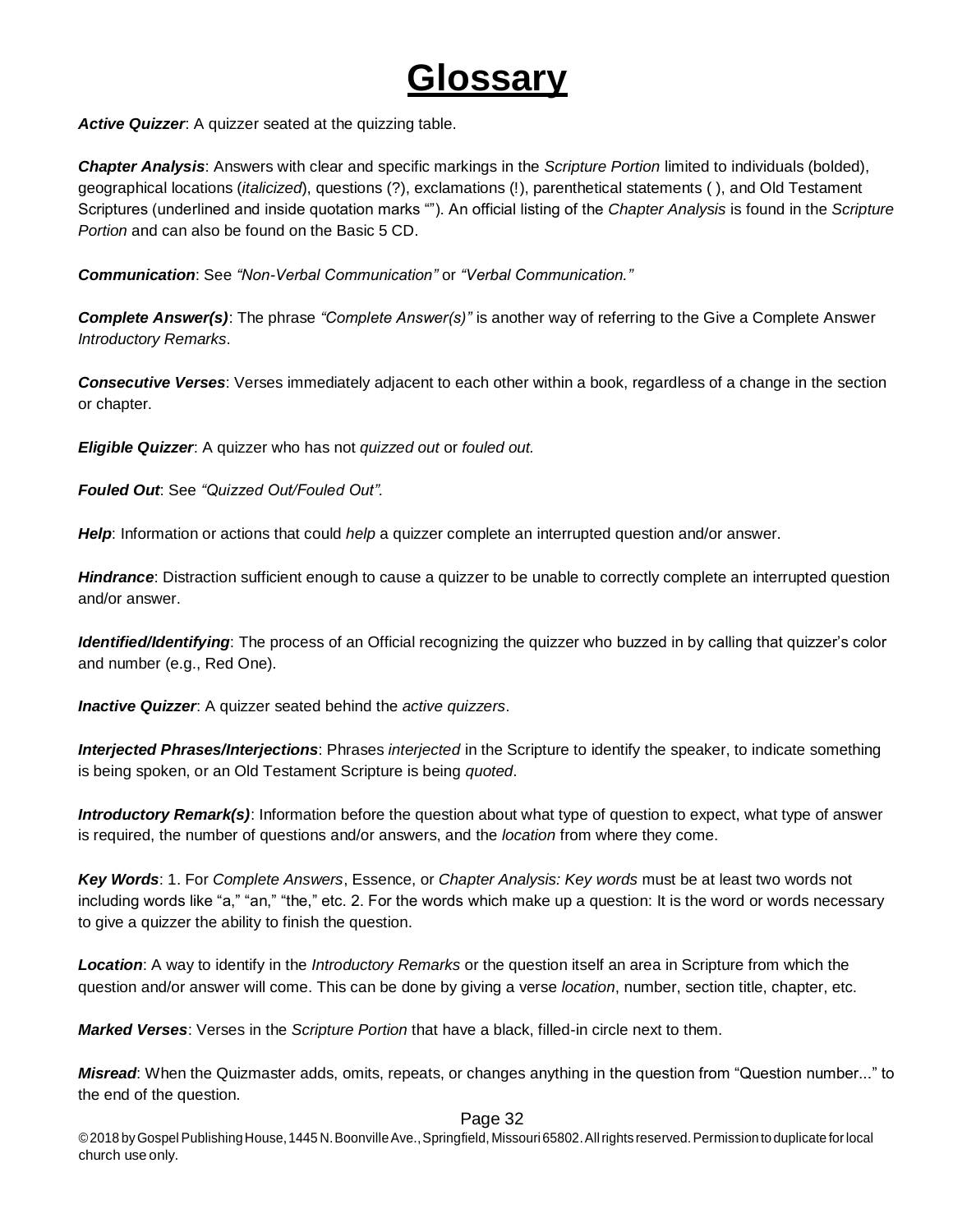# Glossary

***Active Quizzer***: A quizzer seated at the quizzing table.

***Chapter Analysis***: Answers with clear and specific markings in the *Scripture Portion* limited to individuals (bolded), geographical locations (*italicized*), questions (?), exclamations (!), parenthetical statements ( ), and Old Testament Scriptures (underlined and inside quotation marks “”). An official listing of the *Chapter Analysis* is found in the *Scripture Portion* and can also be found on the Basic 5 CD.

***Communication***: See *“Non-Verbal Communication”* or *“Verbal Communication.”*

***Complete Answer(s)***: The phrase *“Complete Answer(s)”* is another way of referring to the Give a Complete Answer *Introductory Remarks*.

***Consecutive Verses***: Verses immediately adjacent to each other within a book, regardless of a change in the section or chapter.

***Eligible Quizzer***: A quizzer who has not *quizzed out* or *fouled out.*

***Fouled Out***: See *“Quizzed Out/Fouled Out”.*

***Help***: Information or actions that could *help* a quizzer complete an interrupted question and/or answer.

***Hindrance***: Distraction sufficient enough to cause a quizzer to be unable to correctly complete an interrupted question and/or answer.

***Identified/Identifying***: The process of an Official recognizing the quizzer who buzzed in by calling that quizzer’s color and number (e.g., Red One).

***Inactive Quizzer***: A quizzer seated behind the *active quizzers*.

***Interjected Phrases/Interjections***: Phrases *interjected* in the Scripture to identify the speaker, to indicate something is being spoken, or an Old Testament Scripture is being *quoted*.

***Introductory Remark(s)***: Information before the question about what type of question to expect, what type of answer is required, the number of questions and/or answers, and the *location* from where they come.

***Key Words***: 1. For *Complete Answers*, Essence, or *Chapter Analysis: Key words* must be at least two words not including words like “a,” “an,” “the,” etc. 2. For the words which make up a question: It is the word or words necessary to give a quizzer the ability to finish the question.

***Location***: A way to identify in the *Introductory Remarks* or the question itself an area in Scripture from which the question and/or answer will come. This can be done by giving a verse *location*, number, section title, chapter, etc.

***Marked Verses***: Verses in the *Scripture Portion* that have a black, filled-in circle next to them.

***Misread***: When the Quizmaster adds, omits, repeats, or changes anything in the question from “Question number...” to the end of the question.

© 2018 by Gospel Publishing House, 1445 N. Boonville Ave., Springfield, Missouri 65802. All rights reserved. Permission to duplicate for local church use only.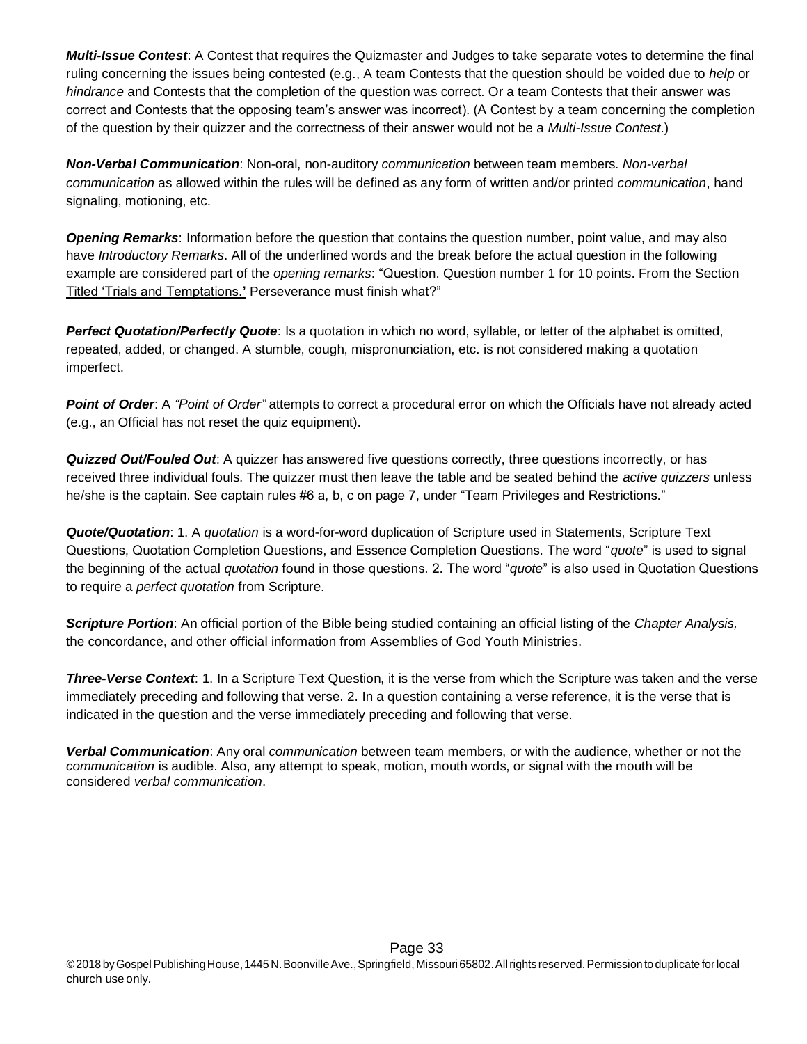***Multi-Issue Contest***: A Contest that requires the Quizmaster and Judges to take separate votes to determine the final ruling concerning the issues being contested (e.g., A team Contests that the question should be voided due to *help* or *hindrance* and Contests that the completion of the question was correct. Or a team Contests that their answer was correct and Contests that the opposing team's answer was incorrect). (A Contest by a team concerning the completion of the question by their quizzer and the correctness of their answer would not be a *Multi-Issue Contest*.)

***Non-Verbal Communication***: Non-oral, non-auditory *communication* between team members. *Non-verbal communication* as allowed within the rules will be defined as any form of written and/or printed *communication*, hand signaling, motioning, etc.

***Opening Remarks***: Information before the question that contains the question number, point value, and may also have *Introductory Remarks*. All of the underlined words and the break before the actual question in the following example are considered part of the *opening remarks*: "Question. <u>Question number 1 for 10 points. From the Section Titled 'Trials and Temptations.'</u> Perseverance must finish what?"

***Perfect Quotation/Perfectly Quote***: Is a quotation in which no word, syllable, or letter of the alphabet is omitted, repeated, added, or changed. A stumble, cough, mispronunciation, etc. is not considered making a quotation imperfect.

***Point of Order***: A *"Point of Order"* attempts to correct a procedural error on which the Officials have not already acted (e.g., an Official has not reset the quiz equipment).

***Quizzed Out/Fouled Out***: A quizzer has answered five questions correctly, three questions incorrectly, or has received three individual fouls. The quizzer must then leave the table and be seated behind the *active quizzers* unless he/she is the captain. See captain rules #6 a, b, c on page 7, under "Team Privileges and Restrictions."

***Quote/Quotation***: 1. A *quotation* is a word-for-word duplication of Scripture used in Statements, Scripture Text Questions, Quotation Completion Questions, and Essence Completion Questions. The word "*quote*" is used to signal the beginning of the actual *quotation* found in those questions. 2. The word "*quote*" is also used in Quotation Questions to require a *perfect quotation* from Scripture.

***Scripture Portion***: An official portion of the Bible being studied containing an official listing of the *Chapter Analysis,* the concordance, and other official information from Assemblies of God Youth Ministries.

***Three-Verse Context***: 1. In a Scripture Text Question, it is the verse from which the Scripture was taken and the verse immediately preceding and following that verse. 2. In a question containing a verse reference, it is the verse that is indicated in the question and the verse immediately preceding and following that verse.

***Verbal Communication***: Any oral *communication* between team members, or with the audience, whether or not the *communication* is audible. Also, any attempt to speak, motion, mouth words, or signal with the mouth will be considered *verbal communication*.

© 2018 by Gospel Publishing House, 1445 N. Boonville Ave., Springfield, Missouri 65802. All rights reserved. Permission to duplicate for local church use only.